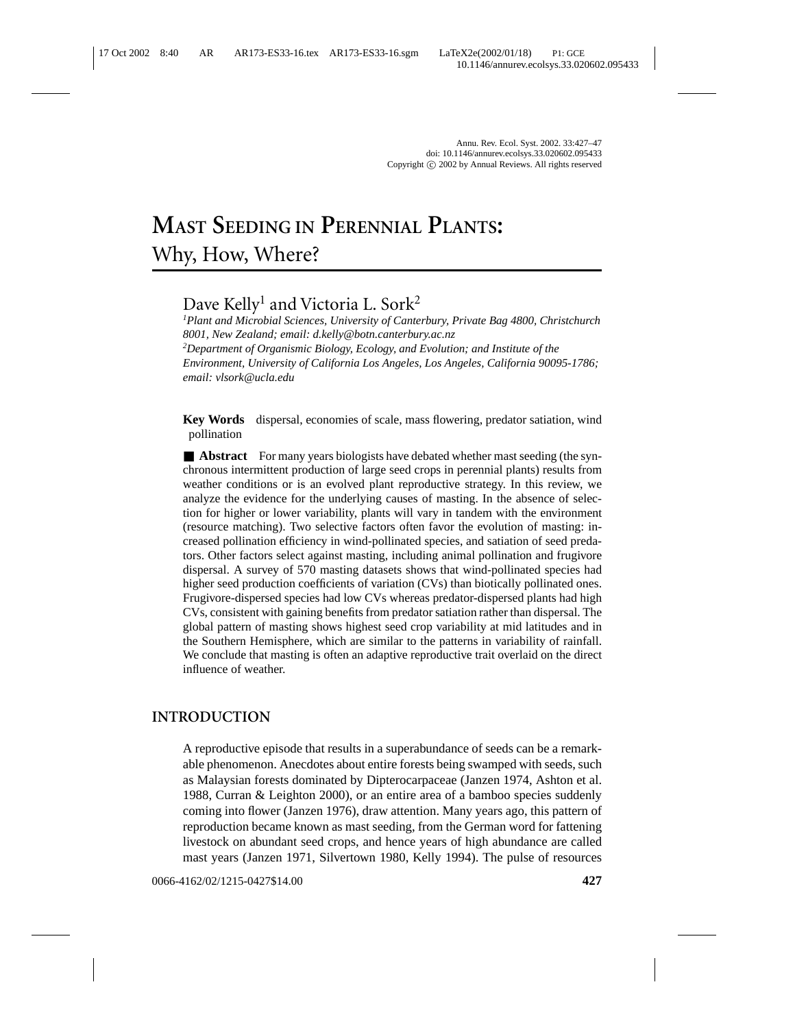# Mast Seeding in Perennial Plants: Why, How, Where?

Dave Kelly[1] and Victoria L. Sork[2]

[1]*Plant and Microbial Sciences, University of Canterbury, Private Bag 4800, Christchurch 8001, New Zealand; email: d.kelly@botn.canterbury.ac.nz*

[2]*Department of Organismic Biology, Ecology, and Evolution; and Institute of the Environment, University of California Los Angeles, Los Angeles, California 90095-1786; email: vlsork@ucla.edu*

**Key Words** dispersal, economies of scale, mass flowering, predator satiation, wind pollination

■ **Abstract** For many years biologists have debated whether mast seeding (the synchronous intermittent production of large seed crops in perennial plants) results from weather conditions or is an evolved plant reproductive strategy. In this review, we analyze the evidence for the underlying causes of masting. In the absence of selection for higher or lower variability, plants will vary in tandem with the environment (resource matching). Two selective factors often favor the evolution of masting: increased pollination efficiency in wind-pollinated species, and satiation of seed predators. Other factors select against masting, including animal pollination and frugivore dispersal. A survey of 570 masting datasets shows that wind-pollinated species had higher seed production coefficients of variation (CVs) than biotically pollinated ones. Frugivore-dispersed species had low CVs whereas predator-dispersed plants had high CVs, consistent with gaining benefits from predator satiation rather than dispersal. The global pattern of masting shows highest seed crop variability at mid latitudes and in the Southern Hemisphere, which are similar to the patterns in variability of rainfall. We conclude that masting is often an adaptive reproductive trait overlaid on the direct influence of weather.

## INTRODUCTION

A reproductive episode that results in a superabundance of seeds can be a remarkable phenomenon. Anecdotes about entire forests being swamped with seeds, such as Malaysian forests dominated by Dipterocarpaceae (Janzen 1974, Ashton et al. 1988, Curran & Leighton 2000), or an entire area of a bamboo species suddenly coming into flower (Janzen 1976), draw attention. Many years ago, this pattern of reproduction became known as mast seeding, from the German word for fattening livestock on abundant seed crops, and hence years of high abundance are called mast years (Janzen 1971, Silvertown 1980, Kelly 1994). The pulse of resources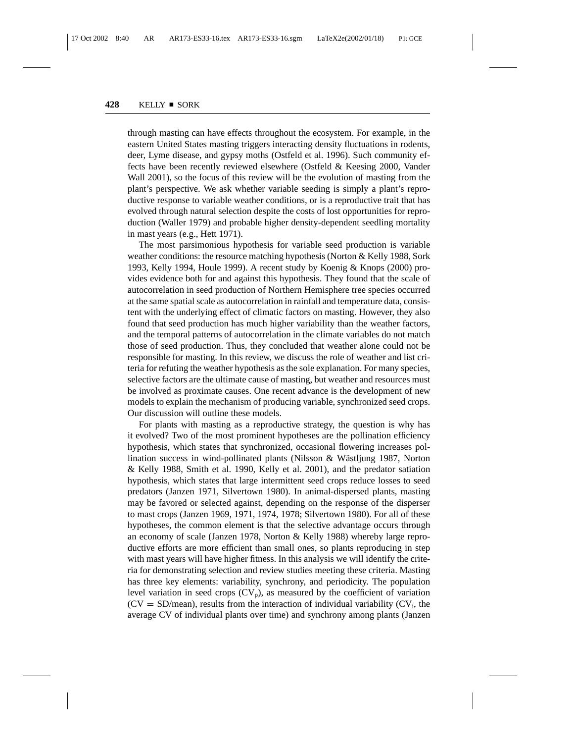through masting can have effects throughout the ecosystem. For example, in the eastern United States masting triggers interacting density fluctuations in rodents, deer, Lyme disease, and gypsy moths (Ostfeld et al. 1996). Such community effects have been recently reviewed elsewhere (Ostfeld & Keesing 2000, Vander Wall 2001), so the focus of this review will be the evolution of masting from the plant's perspective. We ask whether variable seeding is simply a plant's reproductive response to variable weather conditions, or is a reproductive trait that has evolved through natural selection despite the costs of lost opportunities for reproduction (Waller 1979) and probable higher density-dependent seedling mortality in mast years (e.g., Hett 1971).

The most parsimonious hypothesis for variable seed production is variable weather conditions: the resource matching hypothesis (Norton & Kelly 1988, Sork 1993, Kelly 1994, Houle 1999). A recent study by Koenig & Knops (2000) provides evidence both for and against this hypothesis. They found that the scale of autocorrelation in seed production of Northern Hemisphere tree species occurred at the same spatial scale as autocorrelation in rainfall and temperature data, consistent with the underlying effect of climatic factors on masting. However, they also found that seed production has much higher variability than the weather factors, and the temporal patterns of autocorrelation in the climate variables do not match those of seed production. Thus, they concluded that weather alone could not be responsible for masting. In this review, we discuss the role of weather and list criteria for refuting the weather hypothesis as the sole explanation. For many species, selective factors are the ultimate cause of masting, but weather and resources must be involved as proximate causes. One recent advance is the development of new models to explain the mechanism of producing variable, synchronized seed crops. Our discussion will outline these models.

For plants with masting as a reproductive strategy, the question is why has it evolved? Two of the most prominent hypotheses are the pollination efficiency hypothesis, which states that synchronized, occasional flowering increases pollination success in wind-pollinated plants (Nilsson & Wästljung 1987, Norton & Kelly 1988, Smith et al. 1990, Kelly et al. 2001), and the predator satiation hypothesis, which states that large intermittent seed crops reduce losses to seed predators (Janzen 1971, Silvertown 1980). In animal-dispersed plants, masting may be favored or selected against, depending on the response of the disperser to mast crops (Janzen 1969, 1971, 1974, 1978; Silvertown 1980). For all of these hypotheses, the common element is that the selective advantage occurs through an economy of scale (Janzen 1978, Norton & Kelly 1988) whereby large reproductive efforts are more efficient than small ones, so plants reproducing in step with mast years will have higher fitness. In this analysis we will identify the criteria for demonstrating selection and review studies meeting these criteria. Masting has three key elements: variability, synchrony, and periodicity. The population level variation in seed crops ($CV_p$), as measured by the coefficient of variation ($CV = SD/mean$), results from the interaction of individual variability ($CV_i$, the average CV of individual plants over time) and synchrony among plants (Janzen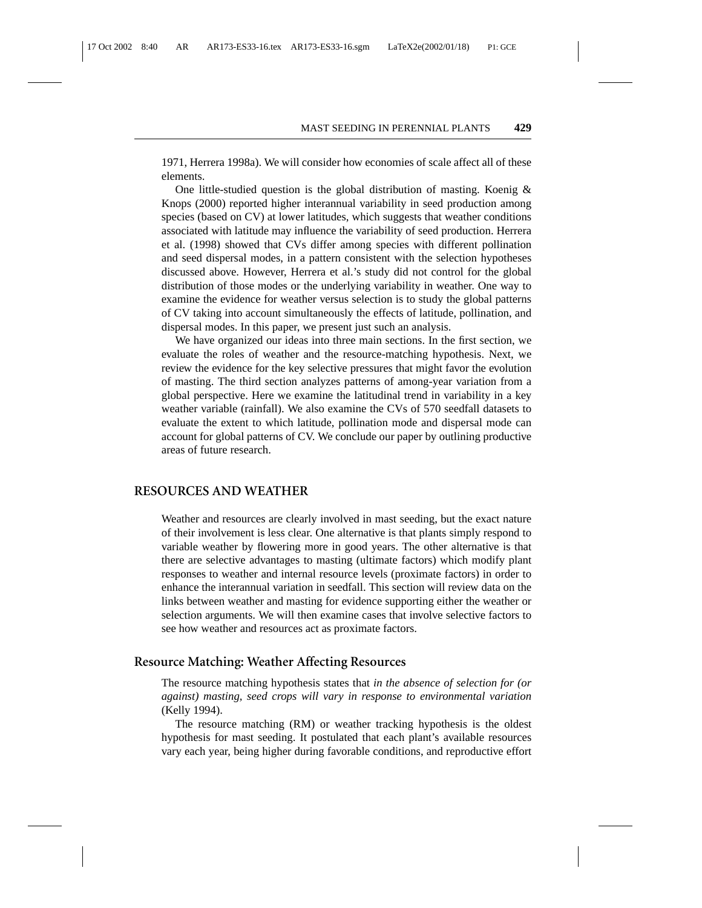1971, Herrera 1998a). We will consider how economies of scale affect all of these elements.

One little-studied question is the global distribution of masting. Koenig & Knops (2000) reported higher interannual variability in seed production among species (based on CV) at lower latitudes, which suggests that weather conditions associated with latitude may influence the variability of seed production. Herrera et al. (1998) showed that CVs differ among species with different pollination and seed dispersal modes, in a pattern consistent with the selection hypotheses discussed above. However, Herrera et al.'s study did not control for the global distribution of those modes or the underlying variability in weather. One way to examine the evidence for weather versus selection is to study the global patterns of CV taking into account simultaneously the effects of latitude, pollination, and dispersal modes. In this paper, we present just such an analysis.

We have organized our ideas into three main sections. In the first section, we evaluate the roles of weather and the resource-matching hypothesis. Next, we review the evidence for the key selective pressures that might favor the evolution of masting. The third section analyzes patterns of among-year variation from a global perspective. Here we examine the latitudinal trend in variability in a key weather variable (rainfall). We also examine the CVs of 570 seedfall datasets to evaluate the extent to which latitude, pollination mode and dispersal mode can account for global patterns of CV. We conclude our paper by outlining productive areas of future research.

## RESOURCES AND WEATHER

Weather and resources are clearly involved in mast seeding, but the exact nature of their involvement is less clear. One alternative is that plants simply respond to variable weather by flowering more in good years. The other alternative is that there are selective advantages to masting (ultimate factors) which modify plant responses to weather and internal resource levels (proximate factors) in order to enhance the interannual variation in seedfall. This section will review data on the links between weather and masting for evidence supporting either the weather or selection arguments. We will then examine cases that involve selective factors to see how weather and resources act as proximate factors.

### Resource Matching: Weather Affecting Resources

The resource matching hypothesis states that *in the absence of selection for (or against) masting, seed crops will vary in response to environmental variation* (Kelly 1994).

The resource matching (RM) or weather tracking hypothesis is the oldest hypothesis for mast seeding. It postulated that each plant's available resources vary each year, being higher during favorable conditions, and reproductive effort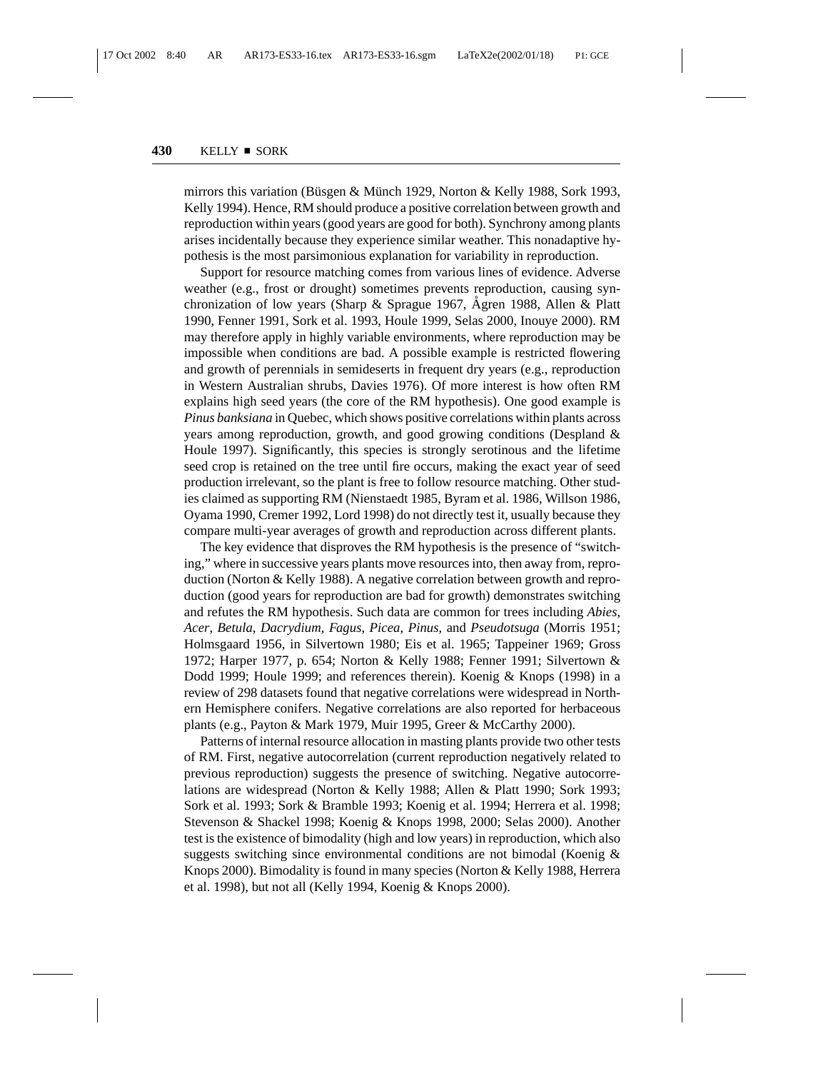mirrors this variation (Büsgen & Münch 1929, Norton & Kelly 1988, Sork 1993, Kelly 1994). Hence, RM should produce a positive correlation between growth and reproduction within years (good years are good for both). Synchrony among plants arises incidentally because they experience similar weather. This nonadaptive hypothesis is the most parsimonious explanation for variability in reproduction.

Support for resource matching comes from various lines of evidence. Adverse weather (e.g., frost or drought) sometimes prevents reproduction, causing synchronization of low years (Sharp & Sprague 1967, Ågren 1988, Allen & Platt 1990, Fenner 1991, Sork et al. 1993, Houle 1999, Selas 2000, Inouye 2000). RM may therefore apply in highly variable environments, where reproduction may be impossible when conditions are bad. A possible example is restricted flowering and growth of perennials in semideserts in frequent dry years (e.g., reproduction in Western Australian shrubs, Davies 1976). Of more interest is how often RM explains high seed years (the core of the RM hypothesis). One good example is *Pinus banksiana* in Quebec, which shows positive correlations within plants across years among reproduction, growth, and good growing conditions (Despland & Houle 1997). Significantly, this species is strongly serotinous and the lifetime seed crop is retained on the tree until fire occurs, making the exact year of seed production irrelevant, so the plant is free to follow resource matching. Other studies claimed as supporting RM (Nienstaedt 1985, Byram et al. 1986, Willson 1986, Oyama 1990, Cremer 1992, Lord 1998) do not directly test it, usually because they compare multi-year averages of growth and reproduction across different plants.

The key evidence that disproves the RM hypothesis is the presence of "switching," where in successive years plants move resources into, then away from, reproduction (Norton & Kelly 1988). A negative correlation between growth and reproduction (good years for reproduction are bad for growth) demonstrates switching and refutes the RM hypothesis. Such data are common for trees including *Abies*, *Acer*, *Betula*, *Dacrydium*, *Fagus*, *Picea*, *Pinus*, and *Pseudotsuga* (Morris 1951; Holmsgaard 1956, in Silvertown 1980; Eis et al. 1965; Tappeiner 1969; Gross 1972; Harper 1977, p. 654; Norton & Kelly 1988; Fenner 1991; Silvertown & Dodd 1999; Houle 1999; and references therein). Koenig & Knops (1998) in a review of 298 datasets found that negative correlations were widespread in Northern Hemisphere conifers. Negative correlations are also reported for herbaceous plants (e.g., Payton & Mark 1979, Muir 1995, Greer & McCarthy 2000).

Patterns of internal resource allocation in masting plants provide two other tests of RM. First, negative autocorrelation (current reproduction negatively related to previous reproduction) suggests the presence of switching. Negative autocorrelations are widespread (Norton & Kelly 1988; Allen & Platt 1990; Sork 1993; Sork et al. 1993; Sork & Bramble 1993; Koenig et al. 1994; Herrera et al. 1998; Stevenson & Shackel 1998; Koenig & Knops 1998, 2000; Selas 2000). Another test is the existence of bimodality (high and low years) in reproduction, which also suggests switching since environmental conditions are not bimodal (Koenig & Knops 2000). Bimodality is found in many species (Norton & Kelly 1988, Herrera et al. 1998), but not all (Kelly 1994, Koenig & Knops 2000).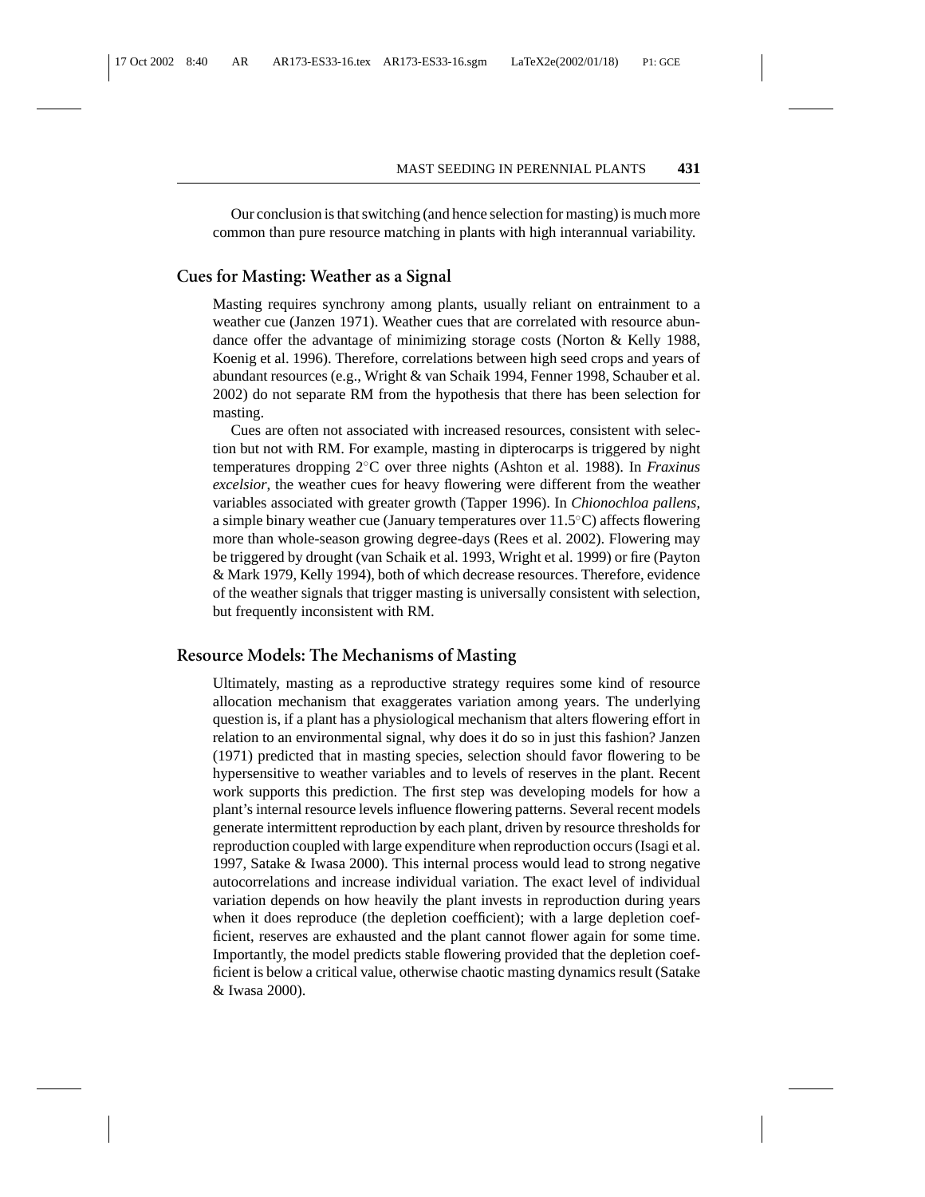Our conclusion is that switching (and hence selection for masting) is much more common than pure resource matching in plants with high interannual variability.

## Cues for Masting: Weather as a Signal

Masting requires synchrony among plants, usually reliant on entrainment to a weather cue (Janzen 1971). Weather cues that are correlated with resource abundance offer the advantage of minimizing storage costs (Norton & Kelly 1988, Koenig et al. 1996). Therefore, correlations between high seed crops and years of abundant resources (e.g., Wright & van Schaik 1994, Fenner 1998, Schauber et al. 2002) do not separate RM from the hypothesis that there has been selection for masting.

Cues are often not associated with increased resources, consistent with selection but not with RM. For example, masting in dipterocarps is triggered by night temperatures dropping 2°C over three nights (Ashton et al. 1988). In *Fraxinus excelsior*, the weather cues for heavy flowering were different from the weather variables associated with greater growth (Tapper 1996). In *Chionochloa pallens*, a simple binary weather cue (January temperatures over 11.5°C) affects flowering more than whole-season growing degree-days (Rees et al. 2002). Flowering may be triggered by drought (van Schaik et al. 1993, Wright et al. 1999) or fire (Payton & Mark 1979, Kelly 1994), both of which decrease resources. Therefore, evidence of the weather signals that trigger masting is universally consistent with selection, but frequently inconsistent with RM.

## Resource Models: The Mechanisms of Masting

Ultimately, masting as a reproductive strategy requires some kind of resource allocation mechanism that exaggerates variation among years. The underlying question is, if a plant has a physiological mechanism that alters flowering effort in relation to an environmental signal, why does it do so in just this fashion? Janzen (1971) predicted that in masting species, selection should favor flowering to be hypersensitive to weather variables and to levels of reserves in the plant. Recent work supports this prediction. The first step was developing models for how a plant's internal resource levels influence flowering patterns. Several recent models generate intermittent reproduction by each plant, driven by resource thresholds for reproduction coupled with large expenditure when reproduction occurs (Isagi et al. 1997, Satake & Iwasa 2000). This internal process would lead to strong negative autocorrelations and increase individual variation. The exact level of individual variation depends on how heavily the plant invests in reproduction during years when it does reproduce (the depletion coefficient); with a large depletion coefficient, reserves are exhausted and the plant cannot flower again for some time. Importantly, the model predicts stable flowering provided that the depletion coefficient is below a critical value, otherwise chaotic masting dynamics result (Satake & Iwasa 2000).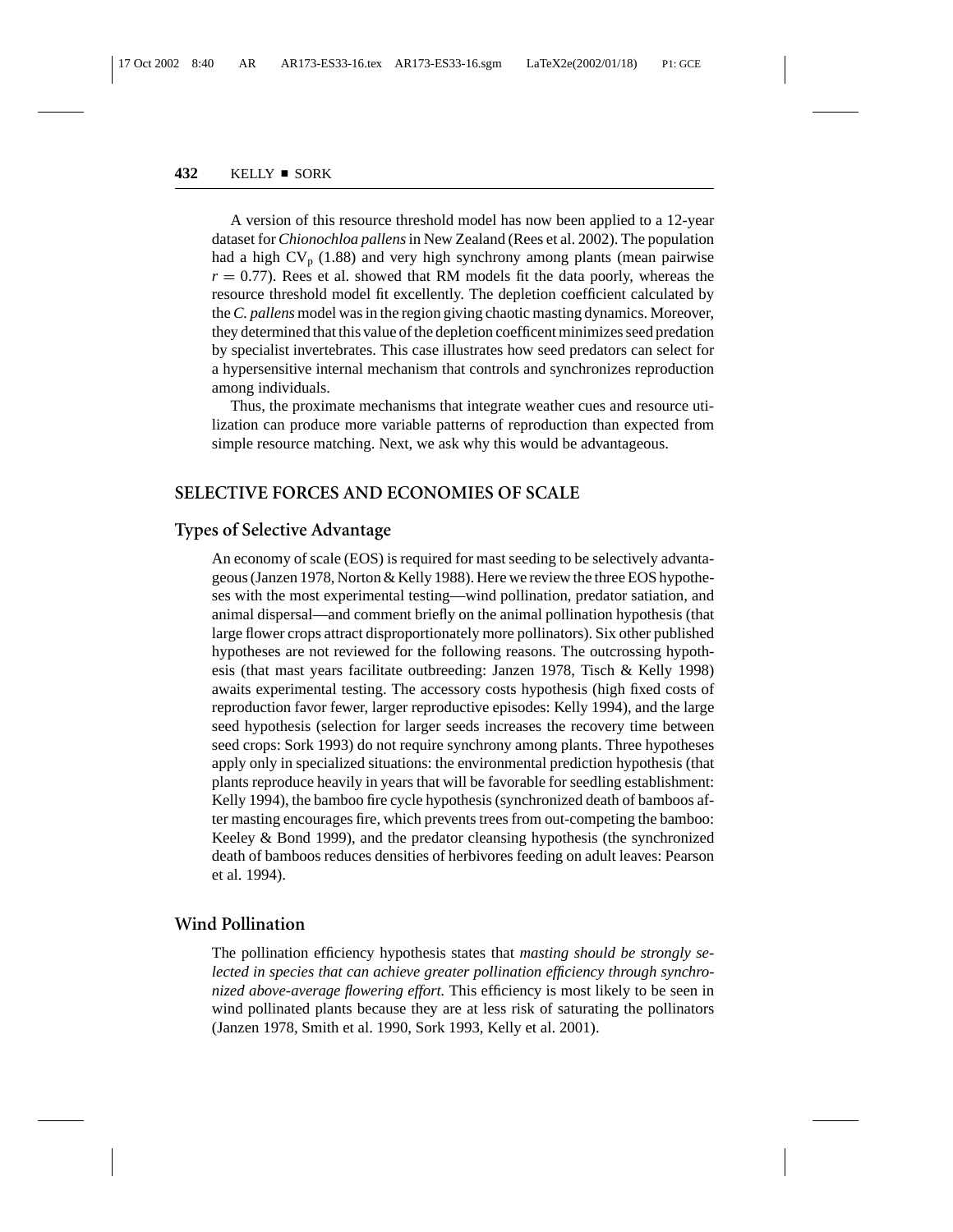A version of this resource threshold model has now been applied to a 12-year dataset for *Chionochloa pallens* in New Zealand (Rees et al. 2002). The population had a high $CV_p$ (1.88) and very high synchrony among plants (mean pairwise $r = 0.77$). Rees et al. showed that RM models fit the data poorly, whereas the resource threshold model fit excellently. The depletion coefficient calculated by the *C. pallens* model was in the region giving chaotic masting dynamics. Moreover, they determined that this value of the depletion coefficent minimizes seed predation by specialist invertebrates. This case illustrates how seed predators can select for a hypersensitive internal mechanism that controls and synchronizes reproduction among individuals.

Thus, the proximate mechanisms that integrate weather cues and resource utilization can produce more variable patterns of reproduction than expected from simple resource matching. Next, we ask why this would be advantageous.

## SELECTIVE FORCES AND ECONOMIES OF SCALE

### Types of Selective Advantage

An economy of scale (EOS) is required for mast seeding to be selectively advantageous (Janzen 1978, Norton & Kelly 1988). Here we review the three EOS hypotheses with the most experimental testing—wind pollination, predator satiation, and animal dispersal—and comment briefly on the animal pollination hypothesis (that large flower crops attract disproportionately more pollinators). Six other published hypotheses are not reviewed for the following reasons. The outcrossing hypothesis (that mast years facilitate outbreeding: Janzen 1978, Tisch & Kelly 1998) awaits experimental testing. The accessory costs hypothesis (high fixed costs of reproduction favor fewer, larger reproductive episodes: Kelly 1994), and the large seed hypothesis (selection for larger seeds increases the recovery time between seed crops: Sork 1993) do not require synchrony among plants. Three hypotheses apply only in specialized situations: the environmental prediction hypothesis (that plants reproduce heavily in years that will be favorable for seedling establishment: Kelly 1994), the bamboo fire cycle hypothesis (synchronized death of bamboos after masting encourages fire, which prevents trees from out-competing the bamboo: Keeley & Bond 1999), and the predator cleansing hypothesis (the synchronized death of bamboos reduces densities of herbivores feeding on adult leaves: Pearson et al. 1994).

### Wind Pollination

The pollination efficiency hypothesis states that *masting should be strongly selected in species that can achieve greater pollination efficiency through synchronized above-average flowering effort.* This efficiency is most likely to be seen in wind pollinated plants because they are at less risk of saturating the pollinators (Janzen 1978, Smith et al. 1990, Sork 1993, Kelly et al. 2001).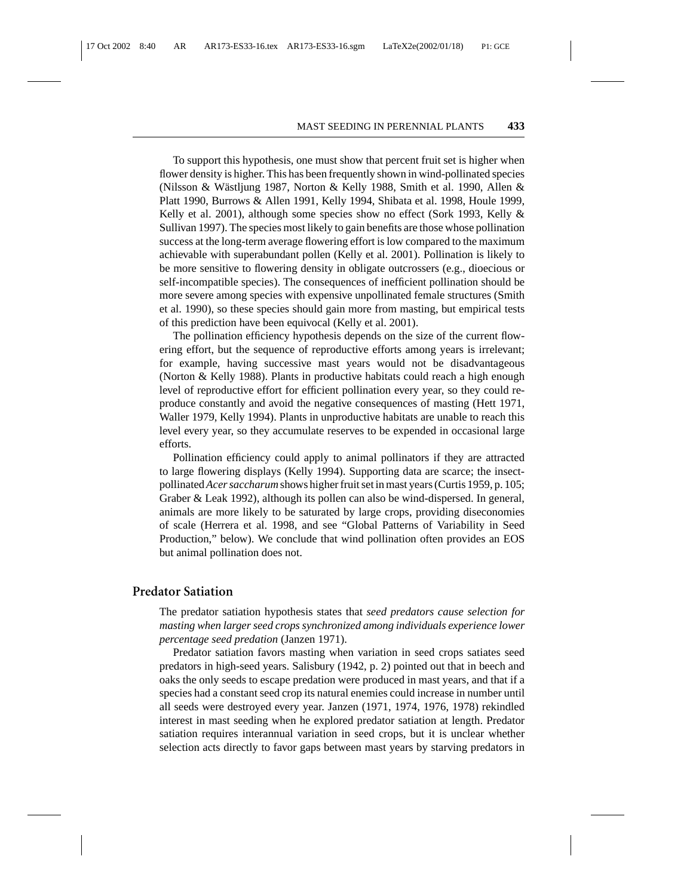To support this hypothesis, one must show that percent fruit set is higher when flower density is higher. This has been frequently shown in wind-pollinated species (Nilsson & Wästljung 1987, Norton & Kelly 1988, Smith et al. 1990, Allen & Platt 1990, Burrows & Allen 1991, Kelly 1994, Shibata et al. 1998, Houle 1999, Kelly et al. 2001), although some species show no effect (Sork 1993, Kelly & Sullivan 1997). The species most likely to gain benefits are those whose pollination success at the long-term average flowering effort is low compared to the maximum achievable with superabundant pollen (Kelly et al. 2001). Pollination is likely to be more sensitive to flowering density in obligate outcrossers (e.g., dioecious or self-incompatible species). The consequences of inefficient pollination should be more severe among species with expensive unpollinated female structures (Smith et al. 1990), so these species should gain more from masting, but empirical tests of this prediction have been equivocal (Kelly et al. 2001).

The pollination efficiency hypothesis depends on the size of the current flowering effort, but the sequence of reproductive efforts among years is irrelevant; for example, having successive mast years would not be disadvantageous (Norton & Kelly 1988). Plants in productive habitats could reach a high enough level of reproductive effort for efficient pollination every year, so they could reproduce constantly and avoid the negative consequences of masting (Hett 1971, Waller 1979, Kelly 1994). Plants in unproductive habitats are unable to reach this level every year, so they accumulate reserves to be expended in occasional large efforts.

Pollination efficiency could apply to animal pollinators if they are attracted to large flowering displays (Kelly 1994). Supporting data are scarce; the insect-pollinated *Acer saccharum* shows higher fruit set in mast years (Curtis 1959, p. 105; Graber & Leak 1992), although its pollen can also be wind-dispersed. In general, animals are more likely to be saturated by large crops, providing diseconomies of scale (Herrera et al. 1998, and see "Global Patterns of Variability in Seed Production," below). We conclude that wind pollination often provides an EOS but animal pollination does not.

## Predator Satiation

The predator satiation hypothesis states that *seed predators cause selection for masting when larger seed crops synchronized among individuals experience lower percentage seed predation* (Janzen 1971).

Predator satiation favors masting when variation in seed crops satiates seed predators in high-seed years. Salisbury (1942, p. 2) pointed out that in beech and oaks the only seeds to escape predation were produced in mast years, and that if a species had a constant seed crop its natural enemies could increase in number until all seeds were destroyed every year. Janzen (1971, 1974, 1976, 1978) rekindled interest in mast seeding when he explored predator satiation at length. Predator satiation requires interannual variation in seed crops, but it is unclear whether selection acts directly to favor gaps between mast years by starving predators in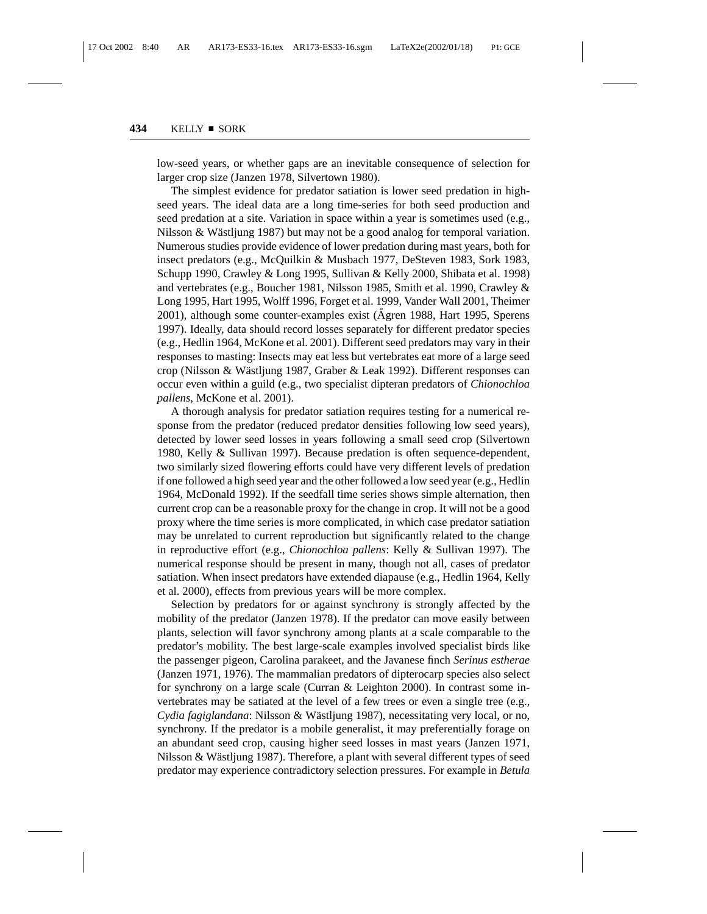low-seed years, or whether gaps are an inevitable consequence of selection for larger crop size (Janzen 1978, Silvertown 1980).

The simplest evidence for predator satiation is lower seed predation in high-seed years. The ideal data are a long time-series for both seed production and seed predation at a site. Variation in space within a year is sometimes used (e.g., Nilsson & Wästljung 1987) but may not be a good analog for temporal variation. Numerous studies provide evidence of lower predation during mast years, both for insect predators (e.g., McQuilkin & Musbach 1977, DeSteven 1983, Sork 1983, Schupp 1990, Crawley & Long 1995, Sullivan & Kelly 2000, Shibata et al. 1998) and vertebrates (e.g., Boucher 1981, Nilsson 1985, Smith et al. 1990, Crawley & Long 1995, Hart 1995, Wolff 1996, Forget et al. 1999, Vander Wall 2001, Theimer 2001), although some counter-examples exist (Ågren 1988, Hart 1995, Sperens 1997). Ideally, data should record losses separately for different predator species (e.g., Hedlin 1964, McKone et al. 2001). Different seed predators may vary in their responses to masting: Insects may eat less but vertebrates eat more of a large seed crop (Nilsson & Wästljung 1987, Graber & Leak 1992). Different responses can occur even within a guild (e.g., two specialist dipteran predators of *Chionochloa pallens*, McKone et al. 2001).

A thorough analysis for predator satiation requires testing for a numerical response from the predator (reduced predator densities following low seed years), detected by lower seed losses in years following a small seed crop (Silvertown 1980, Kelly & Sullivan 1997). Because predation is often sequence-dependent, two similarly sized flowering efforts could have very different levels of predation if one followed a high seed year and the other followed a low seed year (e.g., Hedlin 1964, McDonald 1992). If the seedfall time series shows simple alternation, then current crop can be a reasonable proxy for the change in crop. It will not be a good proxy where the time series is more complicated, in which case predator satiation may be unrelated to current reproduction but significantly related to the change in reproductive effort (e.g., *Chionochloa pallens*: Kelly & Sullivan 1997). The numerical response should be present in many, though not all, cases of predator satiation. When insect predators have extended diapause (e.g., Hedlin 1964, Kelly et al. 2000), effects from previous years will be more complex.

Selection by predators for or against synchrony is strongly affected by the mobility of the predator (Janzen 1978). If the predator can move easily between plants, selection will favor synchrony among plants at a scale comparable to the predator's mobility. The best large-scale examples involved specialist birds like the passenger pigeon, Carolina parakeet, and the Javanese finch *Serinus estherae* (Janzen 1971, 1976). The mammalian predators of dipterocarp species also select for synchrony on a large scale (Curran & Leighton 2000). In contrast some invertebrates may be satiated at the level of a few trees or even a single tree (e.g., *Cydia fagiglandana*: Nilsson & Wästljung 1987), necessitating very local, or no, synchrony. If the predator is a mobile generalist, it may preferentially forage on an abundant seed crop, causing higher seed losses in mast years (Janzen 1971, Nilsson & Wästljung 1987). Therefore, a plant with several different types of seed predator may experience contradictory selection pressures. For example in *Betula*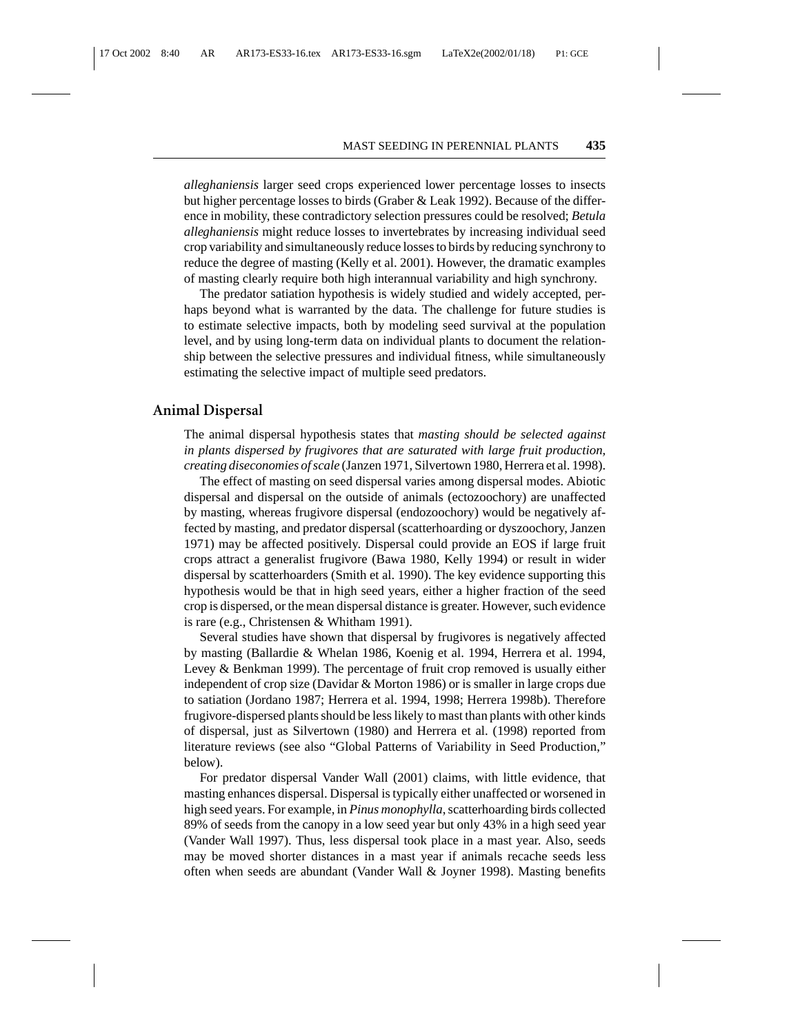*alleghaniensis* larger seed crops experienced lower percentage losses to insects but higher percentage losses to birds (Graber & Leak 1992). Because of the difference in mobility, these contradictory selection pressures could be resolved; *Betula alleghaniensis* might reduce losses to invertebrates by increasing individual seed crop variability and simultaneously reduce losses to birds by reducing synchrony to reduce the degree of masting (Kelly et al. 2001). However, the dramatic examples of masting clearly require both high interannual variability and high synchrony.

The predator satiation hypothesis is widely studied and widely accepted, perhaps beyond what is warranted by the data. The challenge for future studies is to estimate selective impacts, both by modeling seed survival at the population level, and by using long-term data on individual plants to document the relationship between the selective pressures and individual fitness, while simultaneously estimating the selective impact of multiple seed predators.

## Animal Dispersal

The animal dispersal hypothesis states that *masting should be selected against in plants dispersed by frugivores that are saturated with large fruit production, creating diseconomies of scale* (Janzen 1971, Silvertown 1980, Herrera et al. 1998).

The effect of masting on seed dispersal varies among dispersal modes. Abiotic dispersal and dispersal on the outside of animals (ectozoochory) are unaffected by masting, whereas frugivore dispersal (endozoochory) would be negatively affected by masting, and predator dispersal (scatterhoarding or dyszoochory, Janzen 1971) may be affected positively. Dispersal could provide an EOS if large fruit crops attract a generalist frugivore (Bawa 1980, Kelly 1994) or result in wider dispersal by scatterhoarders (Smith et al. 1990). The key evidence supporting this hypothesis would be that in high seed years, either a higher fraction of the seed crop is dispersed, or the mean dispersal distance is greater. However, such evidence is rare (e.g., Christensen & Whitham 1991).

Several studies have shown that dispersal by frugivores is negatively affected by masting (Ballardie & Whelan 1986, Koenig et al. 1994, Herrera et al. 1994, Levey & Benkman 1999). The percentage of fruit crop removed is usually either independent of crop size (Davidar & Morton 1986) or is smaller in large crops due to satiation (Jordano 1987; Herrera et al. 1994, 1998; Herrera 1998b). Therefore frugivore-dispersed plants should be less likely to mast than plants with other kinds of dispersal, just as Silvertown (1980) and Herrera et al. (1998) reported from literature reviews (see also "Global Patterns of Variability in Seed Production," below).

For predator dispersal Vander Wall (2001) claims, with little evidence, that masting enhances dispersal. Dispersal is typically either unaffected or worsened in high seed years. For example, in *Pinus monophylla*, scatterhoarding birds collected 89% of seeds from the canopy in a low seed year but only 43% in a high seed year (Vander Wall 1997). Thus, less dispersal took place in a mast year. Also, seeds may be moved shorter distances in a mast year if animals recache seeds less often when seeds are abundant (Vander Wall & Joyner 1998). Masting benefits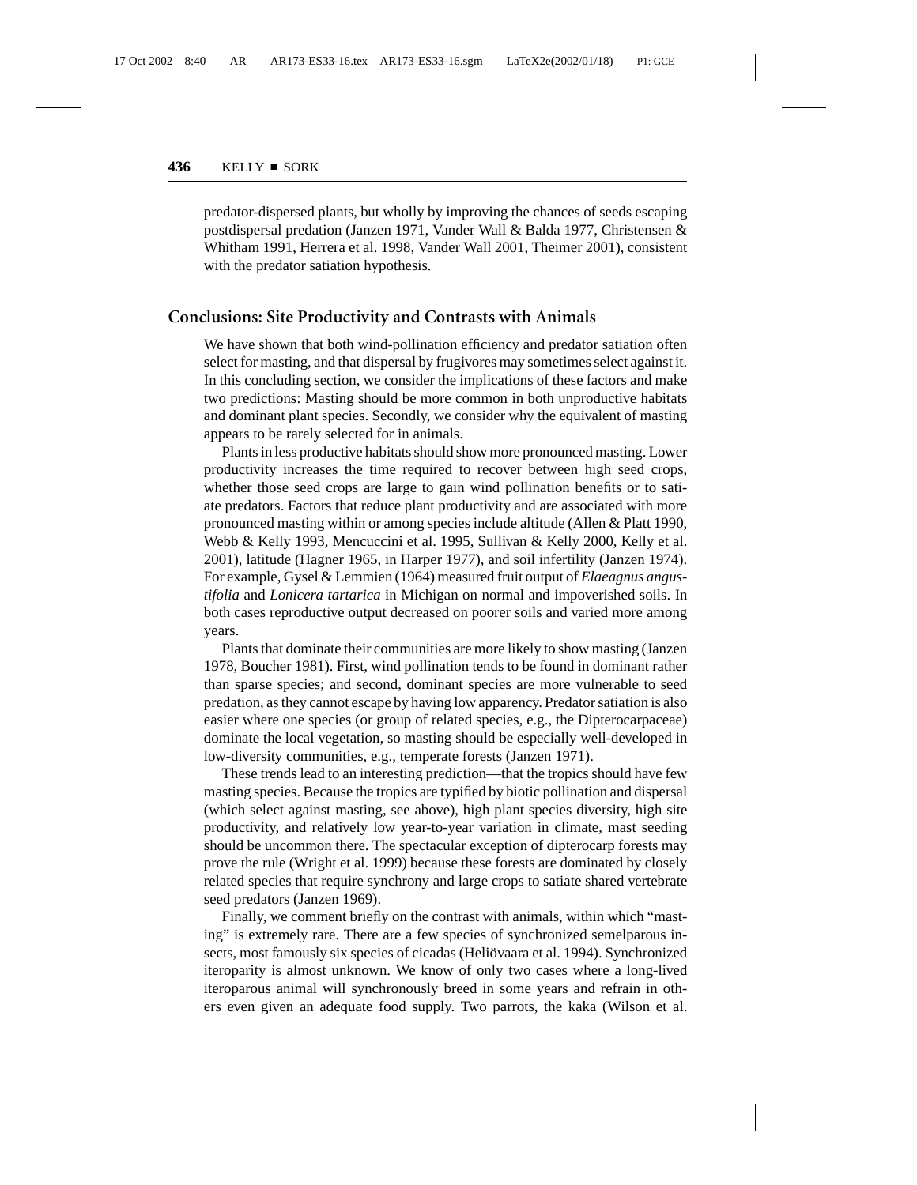predator-dispersed plants, but wholly by improving the chances of seeds escaping postdispersal predation (Janzen 1971, Vander Wall & Balda 1977, Christensen & Whitham 1991, Herrera et al. 1998, Vander Wall 2001, Theimer 2001), consistent with the predator satiation hypothesis.

## Conclusions: Site Productivity and Contrasts with Animals

We have shown that both wind-pollination efficiency and predator satiation often select for masting, and that dispersal by frugivores may sometimes select against it. In this concluding section, we consider the implications of these factors and make two predictions: Masting should be more common in both unproductive habitats and dominant plant species. Secondly, we consider why the equivalent of masting appears to be rarely selected for in animals.

Plants in less productive habitats should show more pronounced masting. Lower productivity increases the time required to recover between high seed crops, whether those seed crops are large to gain wind pollination benefits or to satiate predators. Factors that reduce plant productivity and are associated with more pronounced masting within or among species include altitude (Allen & Platt 1990, Webb & Kelly 1993, Mencuccini et al. 1995, Sullivan & Kelly 2000, Kelly et al. 2001), latitude (Hagner 1965, in Harper 1977), and soil infertility (Janzen 1974). For example, Gysel & Lemmien (1964) measured fruit output of *Elaeagnus angustifolia* and *Lonicera tartarica* in Michigan on normal and impoverished soils. In both cases reproductive output decreased on poorer soils and varied more among years.

Plants that dominate their communities are more likely to show masting (Janzen 1978, Boucher 1981). First, wind pollination tends to be found in dominant rather than sparse species; and second, dominant species are more vulnerable to seed predation, as they cannot escape by having low apparency. Predator satiation is also easier where one species (or group of related species, e.g., the Dipterocarpaceae) dominate the local vegetation, so masting should be especially well-developed in low-diversity communities, e.g., temperate forests (Janzen 1971).

These trends lead to an interesting prediction—that the tropics should have few masting species. Because the tropics are typified by biotic pollination and dispersal (which select against masting, see above), high plant species diversity, high site productivity, and relatively low year-to-year variation in climate, mast seeding should be uncommon there. The spectacular exception of dipterocarp forests may prove the rule (Wright et al. 1999) because these forests are dominated by closely related species that require synchrony and large crops to satiate shared vertebrate seed predators (Janzen 1969).

Finally, we comment briefly on the contrast with animals, within which "masting" is extremely rare. There are a few species of synchronized semelparous insects, most famously six species of cicadas (Heliövaara et al. 1994). Synchronized iteroparity is almost unknown. We know of only two cases where a long-lived iteroparous animal will synchronously breed in some years and refrain in others even given an adequate food supply. Two parrots, the kaka (Wilson et al.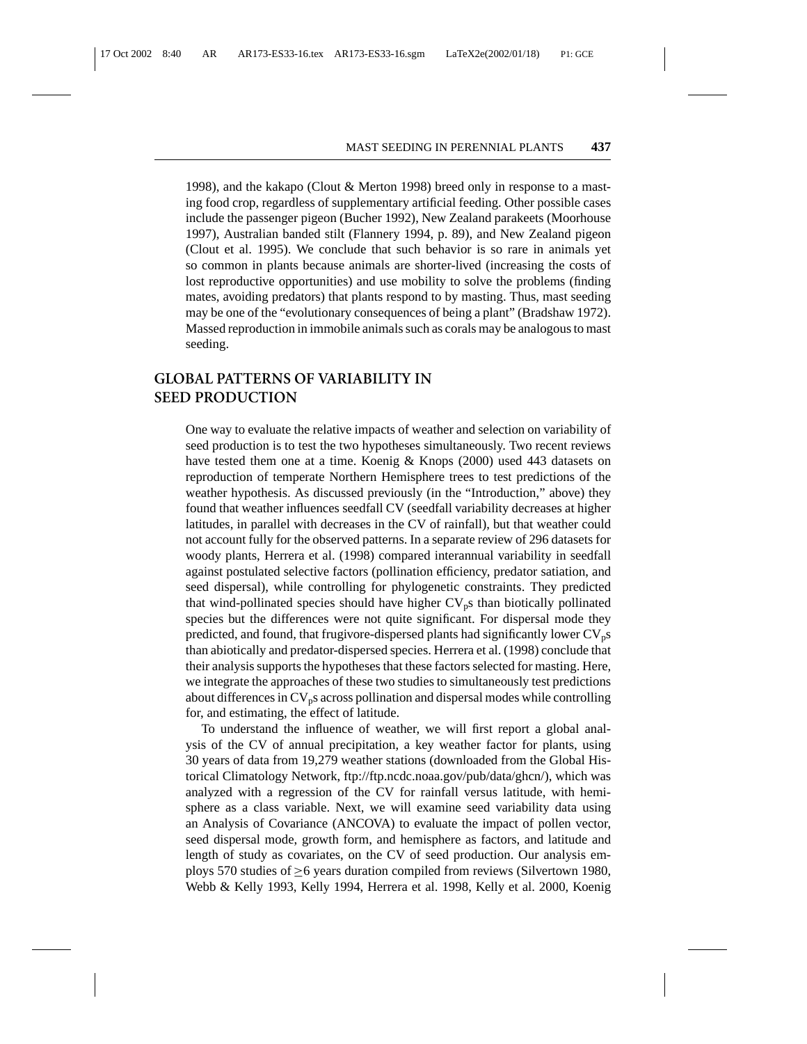1998), and the kakapo (Clout & Merton 1998) breed only in response to a masting food crop, regardless of supplementary artificial feeding. Other possible cases include the passenger pigeon (Bucher 1992), New Zealand parakeets (Moorhouse 1997), Australian banded stilt (Flannery 1994, p. 89), and New Zealand pigeon (Clout et al. 1995). We conclude that such behavior is so rare in animals yet so common in plants because animals are shorter-lived (increasing the costs of lost reproductive opportunities) and use mobility to solve the problems (finding mates, avoiding predators) that plants respond to by masting. Thus, mast seeding may be one of the "evolutionary consequences of being a plant" (Bradshaw 1972). Massed reproduction in immobile animals such as corals may be analogous to mast seeding.

## GLOBAL PATTERNS OF VARIABILITY IN SEED PRODUCTION

One way to evaluate the relative impacts of weather and selection on variability of seed production is to test the two hypotheses simultaneously. Two recent reviews have tested them one at a time. Koenig & Knops (2000) used 443 datasets on reproduction of temperate Northern Hemisphere trees to test predictions of the weather hypothesis. As discussed previously (in the "Introduction," above) they found that weather influences seedfall CV (seedfall variability decreases at higher latitudes, in parallel with decreases in the CV of rainfall), but that weather could not account fully for the observed patterns. In a separate review of 296 datasets for woody plants, Herrera et al. (1998) compared interannual variability in seedfall against postulated selective factors (pollination efficiency, predator satiation, and seed dispersal), while controlling for phylogenetic constraints. They predicted that wind-pollinated species should have higher $CV_p$s than biotically pollinated species but the differences were not quite significant. For dispersal mode they predicted, and found, that frugivore-dispersed plants had significantly lower $CV_p$s than abiotically and predator-dispersed species. Herrera et al. (1998) conclude that their analysis supports the hypotheses that these factors selected for masting. Here, we integrate the approaches of these two studies to simultaneously test predictions about differences in $CV_p$s across pollination and dispersal modes while controlling for, and estimating, the effect of latitude.

To understand the influence of weather, we will first report a global analysis of the CV of annual precipitation, a key weather factor for plants, using 30 years of data from 19,279 weather stations (downloaded from the Global Historical Climatology Network, ftp://ftp.ncdc.noaa.gov/pub/data/ghcn/), which was analyzed with a regression of the CV for rainfall versus latitude, with hemisphere as a class variable. Next, we will examine seed variability data using an Analysis of Covariance (ANCOVA) to evaluate the impact of pollen vector, seed dispersal mode, growth form, and hemisphere as factors, and latitude and length of study as covariates, on the CV of seed production. Our analysis employs 570 studies of $\geq$6 years duration compiled from reviews (Silvertown 1980, Webb & Kelly 1993, Kelly 1994, Herrera et al. 1998, Kelly et al. 2000, Koenig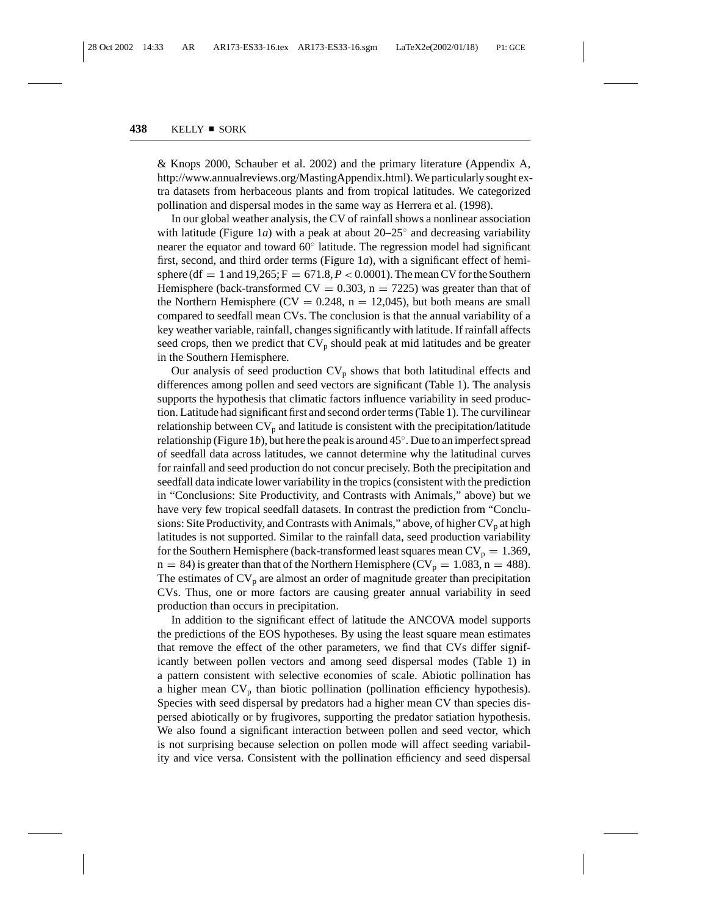& Knops 2000, Schauber et al. 2002) and the primary literature (Appendix A, http://www.annualreviews.org/MastingAppendix.html). We particularly sought extra datasets from herbaceous plants and from tropical latitudes. We categorized pollination and dispersal modes in the same way as Herrera et al. (1998).

In our global weather analysis, the CV of rainfall shows a nonlinear association with latitude (Figure 1*a*) with a peak at about 20–25° and decreasing variability nearer the equator and toward 60° latitude. The regression model had significant first, second, and third order terms (Figure 1*a*), with a significant effect of hemisphere ($df = 1$ and $19{,}265$; $F = 671.8$, $P < 0.0001$). The mean CV for the Southern Hemisphere (back-transformed $CV = 0.303$, $n = 7225$) was greater than that of the Northern Hemisphere ($CV = 0.248$, $n = 12{,}045$), but both means are small compared to seedfall mean CVs. The conclusion is that the annual variability of a key weather variable, rainfall, changes significantly with latitude. If rainfall affects seed crops, then we predict that $CV_p$ should peak at mid latitudes and be greater in the Southern Hemisphere.

Our analysis of seed production $CV_p$ shows that both latitudinal effects and differences among pollen and seed vectors are significant (Table 1). The analysis supports the hypothesis that climatic factors influence variability in seed production. Latitude had significant first and second order terms (Table 1). The curvilinear relationship between $CV_p$ and latitude is consistent with the precipitation/latitude relationship (Figure 1*b*), but here the peak is around 45°. Due to an imperfect spread of seedfall data across latitudes, we cannot determine why the latitudinal curves for rainfall and seed production do not concur precisely. Both the precipitation and seedfall data indicate lower variability in the tropics (consistent with the prediction in "Conclusions: Site Productivity, and Contrasts with Animals," above) but we have very few tropical seedfall datasets. In contrast the prediction from "Conclusions: Site Productivity, and Contrasts with Animals," above, of higher $CV_p$ at high latitudes is not supported. Similar to the rainfall data, seed production variability for the Southern Hemisphere (back-transformed least squares mean $CV_p = 1.369$, $n = 84$) is greater than that of the Northern Hemisphere ($CV_p = 1.083$, $n = 488$). The estimates of $CV_p$ are almost an order of magnitude greater than precipitation CVs. Thus, one or more factors are causing greater annual variability in seed production than occurs in precipitation.

In addition to the significant effect of latitude the ANCOVA model supports the predictions of the EOS hypotheses. By using the least square mean estimates that remove the effect of the other parameters, we find that CVs differ significantly between pollen vectors and among seed dispersal modes (Table 1) in a pattern consistent with selective economies of scale. Abiotic pollination has a higher mean $CV_p$ than biotic pollination (pollination efficiency hypothesis). Species with seed dispersal by predators had a higher mean CV than species dispersed abiotically or by frugivores, supporting the predator satiation hypothesis. We also found a significant interaction between pollen and seed vector, which is not surprising because selection on pollen mode will affect seeding variability and vice versa. Consistent with the pollination efficiency and seed dispersal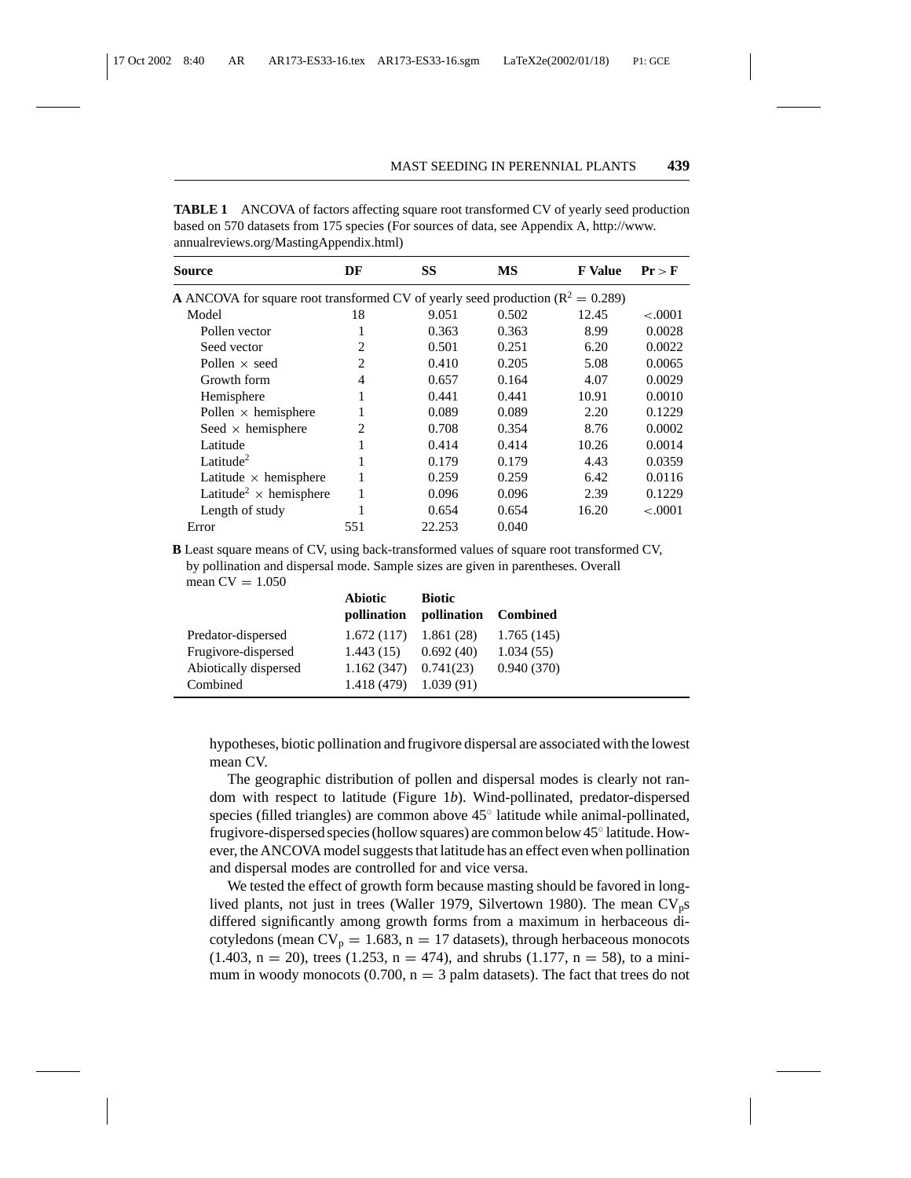**TABLE 1** ANCOVA of factors affecting square root transformed CV of yearly seed production based on 570 datasets from 175 species (For sources of data, see Appendix A, http://www.annualreviews.org/MastingAppendix.html)

| Source | DF | SS | MS | F Value | Pr > F |
|---|---|---|---|---|---|
| **A** ANCOVA for square root transformed CV of yearly seed production ($R^2 = 0.289$) | | | | | |
| Model | 18 | 9.051 | 0.502 | 12.45 | <.0001 |
| Pollen vector | 1 | 0.363 | 0.363 | 8.99 | 0.0028 |
| Seed vector | 2 | 0.501 | 0.251 | 6.20 | 0.0022 |
| Pollen × seed | 2 | 0.410 | 0.205 | 5.08 | 0.0065 |
| Growth form | 4 | 0.657 | 0.164 | 4.07 | 0.0029 |
| Hemisphere | 1 | 0.441 | 0.441 | 10.91 | 0.0010 |
| Pollen × hemisphere | 1 | 0.089 | 0.089 | 2.20 | 0.1229 |
| Seed × hemisphere | 2 | 0.708 | 0.354 | 8.76 | 0.0002 |
| Latitude | 1 | 0.414 | 0.414 | 10.26 | 0.0014 |
| $\text{Latitude}^2$ | 1 | 0.179 | 0.179 | 4.43 | 0.0359 |
| Latitude × hemisphere | 1 | 0.259 | 0.259 | 6.42 | 0.0116 |
| $\text{Latitude}^2$ × hemisphere | 1 | 0.096 | 0.096 | 2.39 | 0.1229 |
| Length of study | 1 | 0.654 | 0.654 | 16.20 | <.0001 |
| Error | 551 | 22.253 | 0.040 | | |

**B** Least square means of CV, using back-transformed values of square root transformed CV, by pollination and dispersal mode. Sample sizes are given in parentheses. Overall mean CV = 1.050

| | Abiotic pollination | Biotic pollination | Combined |
|---|---|---|---|
| Predator-dispersed | 1.672 (117) | 1.861 (28) | 1.765 (145) |
| Frugivore-dispersed | 1.443 (15) | 0.692 (40) | 1.034 (55) |
| Abiotically dispersed | 1.162 (347) | 0.741(23) | 0.940 (370) |
| Combined | 1.418 (479) | 1.039 (91) | |

hypotheses, biotic pollination and frugivore dispersal are associated with the lowest mean CV.

The geographic distribution of pollen and dispersal modes is clearly not random with respect to latitude (Figure 1*b*). Wind-pollinated, predator-dispersed species (filled triangles) are common above 45° latitude while animal-pollinated, frugivore-dispersed species (hollow squares) are common below 45° latitude. However, the ANCOVA model suggests that latitude has an effect even when pollination and dispersal modes are controlled for and vice versa.

We tested the effect of growth form because masting should be favored in long-lived plants, not just in trees (Waller 1979, Silvertown 1980). The mean $CV_p$s differed significantly among growth forms from a maximum in herbaceous dicotyledons (mean $CV_p = 1.683$, n = 17 datasets), through herbaceous monocots (1.403, n = 20), trees (1.253, n = 474), and shrubs (1.177, n = 58), to a minimum in woody monocots (0.700, n = 3 palm datasets). The fact that trees do not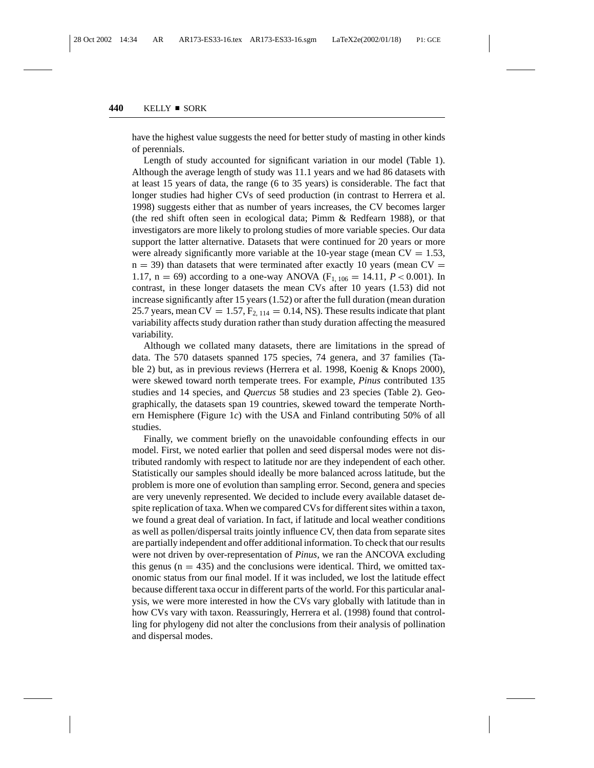have the highest value suggests the need for better study of masting in other kinds of perennials.

Length of study accounted for significant variation in our model (Table 1). Although the average length of study was 11.1 years and we had 86 datasets with at least 15 years of data, the range (6 to 35 years) is considerable. The fact that longer studies had higher CVs of seed production (in contrast to Herrera et al. 1998) suggests either that as number of years increases, the CV becomes larger (the red shift often seen in ecological data; Pimm & Redfearn 1988), or that investigators are more likely to prolong studies of more variable species. Our data support the latter alternative. Datasets that were continued for 20 years or more were already significantly more variable at the 10-year stage (mean CV = 1.53, n = 39) than datasets that were terminated after exactly 10 years (mean CV = 1.17, n = 69) according to a one-way ANOVA ($F_{1, 106} = 14.11$, $P < 0.001$). In contrast, in these longer datasets the mean CVs after 10 years (1.53) did not increase significantly after 15 years (1.52) or after the full duration (mean duration 25.7 years, mean CV = 1.57, $F_{2, 114} = 0.14$, NS). These results indicate that plant variability affects study duration rather than study duration affecting the measured variability.

Although we collated many datasets, there are limitations in the spread of data. The 570 datasets spanned 175 species, 74 genera, and 37 families (Table 2) but, as in previous reviews (Herrera et al. 1998, Koenig & Knops 2000), were skewed toward north temperate trees. For example, *Pinus* contributed 135 studies and 14 species, and *Quercus* 58 studies and 23 species (Table 2). Geographically, the datasets span 19 countries, skewed toward the temperate Northern Hemisphere (Figure 1*c*) with the USA and Finland contributing 50% of all studies.

Finally, we comment briefly on the unavoidable confounding effects in our model. First, we noted earlier that pollen and seed dispersal modes were not distributed randomly with respect to latitude nor are they independent of each other. Statistically our samples should ideally be more balanced across latitude, but the problem is more one of evolution than sampling error. Second, genera and species are very unevenly represented. We decided to include every available dataset despite replication of taxa. When we compared CVs for different sites within a taxon, we found a great deal of variation. In fact, if latitude and local weather conditions as well as pollen/dispersal traits jointly influence CV, then data from separate sites are partially independent and offer additional information. To check that our results were not driven by over-representation of *Pinus*, we ran the ANCOVA excluding this genus (n = 435) and the conclusions were identical. Third, we omitted taxonomic status from our final model. If it was included, we lost the latitude effect because different taxa occur in different parts of the world. For this particular analysis, we were more interested in how the CVs vary globally with latitude than in how CVs vary with taxon. Reassuringly, Herrera et al. (1998) found that controlling for phylogeny did not alter the conclusions from their analysis of pollination and dispersal modes.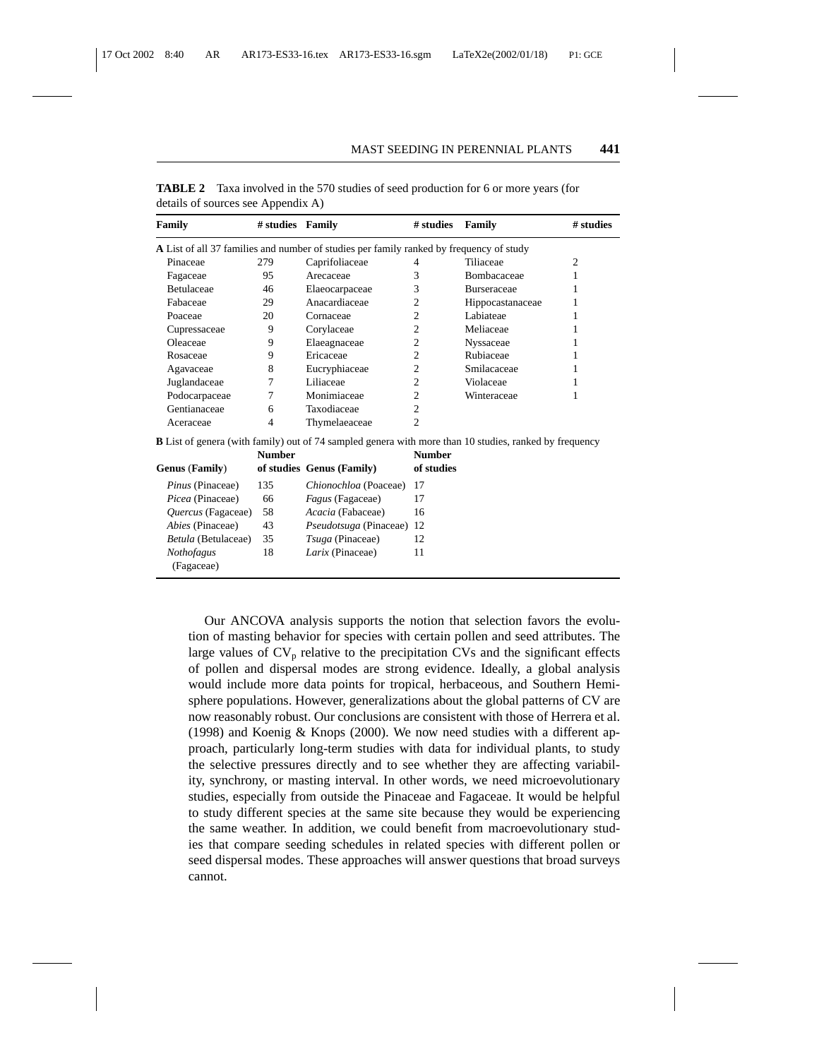**TABLE 2** Taxa involved in the 570 studies of seed production for 6 or more years (for details of sources see Appendix A)

| Family | # studies | Family | # studies | Family | # studies |
|---|---|---|---|---|---|
| **A** List of all 37 families and number of studies per family ranked by frequency of study | | | | | |
| Pinaceae | 279 | Caprifoliaceae | 4 | Tiliaceae | 2 |
| Fagaceae | 95 | Arecaceae | 3 | Bombacaceae | 1 |
| Betulaceae | 46 | Elaeocarpaceae | 3 | Burseraceae | 1 |
| Fabaceae | 29 | Anacardiaceae | 2 | Hippocastanaceae | 1 |
| Poaceae | 20 | Cornaceae | 2 | Labiateae | 1 |
| Cupressaceae | 9 | Corylaceae | 2 | Meliaceae | 1 |
| Oleaceae | 9 | Elaeagnaceae | 2 | Nyssaceae | 1 |
| Rosaceae | 9 | Ericaceae | 2 | Rubiaceae | 1 |
| Agavaceae | 8 | Eucryphiaceae | 2 | Smilacaceae | 1 |
| Juglandaceae | 7 | Liliaceae | 2 | Violaceae | 1 |
| Podocarpaceae | 7 | Monimiaceae | 2 | Winteraceae | 1 |
| Gentianaceae | 6 | Taxodiaceae | 2 | | |
| Aceraceae | 4 | Thymelaeaceae | 2 | | |

**B** List of genera (with family) out of 74 sampled genera with more than 10 studies, ranked by frequency

| Genus (Family) | Number of studies | Genus (Family) | Number of studies |
|---|---|---|---|
| *Pinus* (Pinaceae) | 135 | *Chionochloa* (Poaceae) | 17 |
| *Picea* (Pinaceae) | 66 | *Fagus* (Fagaceae) | 17 |
| *Quercus* (Fagaceae) | 58 | *Acacia* (Fabaceae) | 16 |
| *Abies* (Pinaceae) | 43 | *Pseudotsuga* (Pinaceae) | 12 |
| *Betula* (Betulaceae) | 35 | *Tsuga* (Pinaceae) | 12 |
| *Nothofagus* (Fagaceae) | 18 | *Larix* (Pinaceae) | 11 |

Our ANCOVA analysis supports the notion that selection favors the evolution of masting behavior for species with certain pollen and seed attributes. The large values of $CV_p$ relative to the precipitation CVs and the significant effects of pollen and dispersal modes are strong evidence. Ideally, a global analysis would include more data points for tropical, herbaceous, and Southern Hemisphere populations. However, generalizations about the global patterns of CV are now reasonably robust. Our conclusions are consistent with those of Herrera et al. (1998) and Koenig & Knops (2000). We now need studies with a different approach, particularly long-term studies with data for individual plants, to study the selective pressures directly and to see whether they are affecting variability, synchrony, or masting interval. In other words, we need microevolutionary studies, especially from outside the Pinaceae and Fagaceae. It would be helpful to study different species at the same site because they would be experiencing the same weather. In addition, we could benefit from macroevolutionary studies that compare seeding schedules in related species with different pollen or seed dispersal modes. These approaches will answer questions that broad surveys cannot.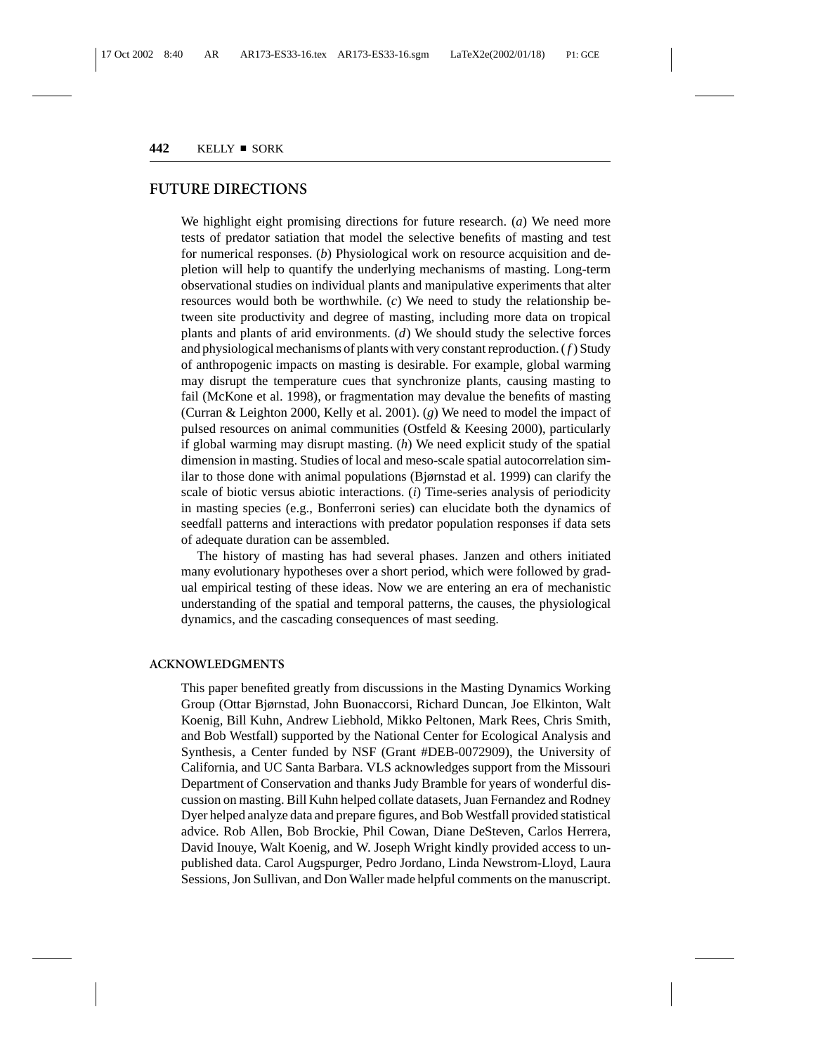## FUTURE DIRECTIONS

We highlight eight promising directions for future research. (*a*) We need more tests of predator satiation that model the selective benefits of masting and test for numerical responses. (*b*) Physiological work on resource acquisition and depletion will help to quantify the underlying mechanisms of masting. Long-term observational studies on individual plants and manipulative experiments that alter resources would both be worthwhile. (*c*) We need to study the relationship between site productivity and degree of masting, including more data on tropical plants and plants of arid environments. (*d*) We should study the selective forces and physiological mechanisms of plants with very constant reproduction. (*f*) Study of anthropogenic impacts on masting is desirable. For example, global warming may disrupt the temperature cues that synchronize plants, causing masting to fail (McKone et al. 1998), or fragmentation may devalue the benefits of masting (Curran & Leighton 2000, Kelly et al. 2001). (*g*) We need to model the impact of pulsed resources on animal communities (Ostfeld & Keesing 2000), particularly if global warming may disrupt masting. (*h*) We need explicit study of the spatial dimension in masting. Studies of local and meso-scale spatial autocorrelation similar to those done with animal populations (Bjørnstad et al. 1999) can clarify the scale of biotic versus abiotic interactions. (*i*) Time-series analysis of periodicity in masting species (e.g., Bonferroni series) can elucidate both the dynamics of seedfall patterns and interactions with predator population responses if data sets of adequate duration can be assembled.

The history of masting has had several phases. Janzen and others initiated many evolutionary hypotheses over a short period, which were followed by gradual empirical testing of these ideas. Now we are entering an era of mechanistic understanding of the spatial and temporal patterns, the causes, the physiological dynamics, and the cascading consequences of mast seeding.

### ACKNOWLEDGMENTS

This paper benefited greatly from discussions in the Masting Dynamics Working Group (Ottar Bjørnstad, John Buonaccorsi, Richard Duncan, Joe Elkinton, Walt Koenig, Bill Kuhn, Andrew Liebhold, Mikko Peltonen, Mark Rees, Chris Smith, and Bob Westfall) supported by the National Center for Ecological Analysis and Synthesis, a Center funded by NSF (Grant #DEB-0072909), the University of California, and UC Santa Barbara. VLS acknowledges support from the Missouri Department of Conservation and thanks Judy Bramble for years of wonderful discussion on masting. Bill Kuhn helped collate datasets, Juan Fernandez and Rodney Dyer helped analyze data and prepare figures, and Bob Westfall provided statistical advice. Rob Allen, Bob Brockie, Phil Cowan, Diane DeSteven, Carlos Herrera, David Inouye, Walt Koenig, and W. Joseph Wright kindly provided access to unpublished data. Carol Augspurger, Pedro Jordano, Linda Newstrom-Lloyd, Laura Sessions, Jon Sullivan, and Don Waller made helpful comments on the manuscript.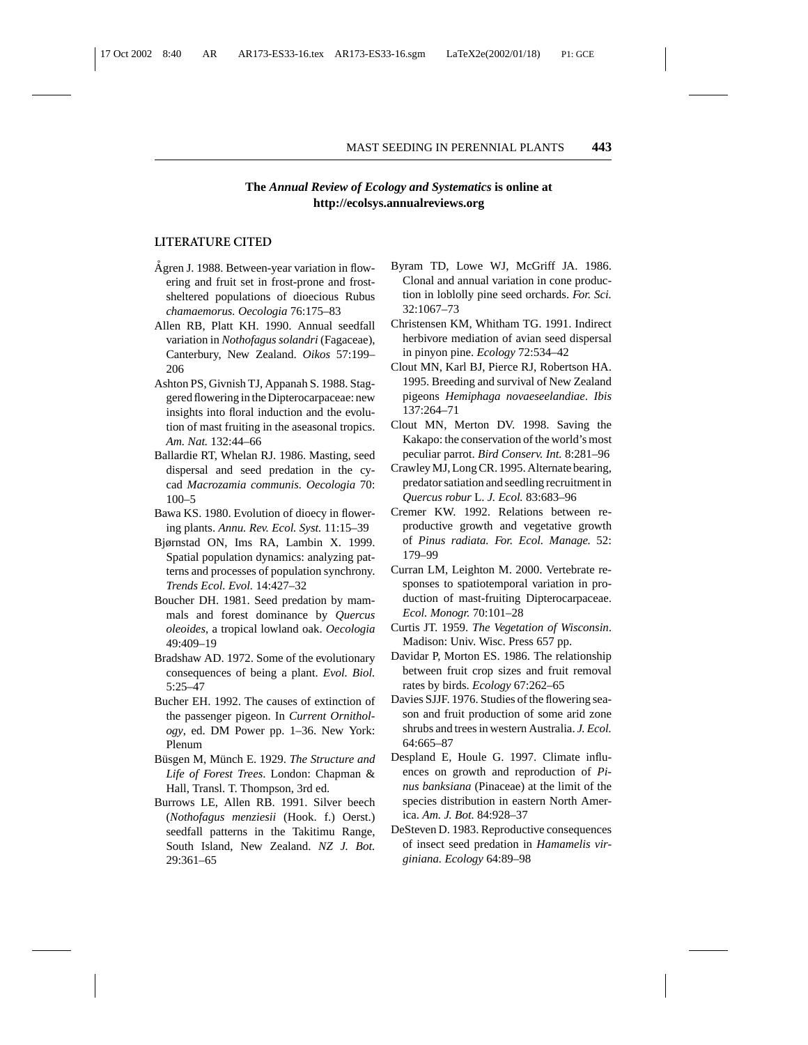**The *Annual Review of Ecology and Systematics* is online at http://ecolsys.annualreviews.org**

## LITERATURE CITED

Ågren J. 1988. Between-year variation in flowering and fruit set in frost-prone and frost-sheltered populations of dioecious Rubus *chamaemorus*. *Oecologia* 76:175–83

Allen RB, Platt KH. 1990. Annual seedfall variation in *Nothofagus solandri* (Fagaceae), Canterbury, New Zealand. *Oikos* 57:199–206

Ashton PS, Givnish TJ, Appanah S. 1988. Staggered flowering in the Dipterocarpaceae: new insights into floral induction and the evolution of mast fruiting in the aseasonal tropics. *Am. Nat.* 132:44–66

Ballardie RT, Whelan RJ. 1986. Masting, seed dispersal and seed predation in the cycad *Macrozamia communis*. *Oecologia* 70: 100–5

Bawa KS. 1980. Evolution of dioecy in flowering plants. *Annu. Rev. Ecol. Syst.* 11:15–39

Bjørnstad ON, Ims RA, Lambin X. 1999. Spatial population dynamics: analyzing patterns and processes of population synchrony. *Trends Ecol. Evol.* 14:427–32

Boucher DH. 1981. Seed predation by mammals and forest dominance by *Quercus oleoides*, a tropical lowland oak. *Oecologia* 49:409–19

Bradshaw AD. 1972. Some of the evolutionary consequences of being a plant. *Evol. Biol.* 5:25–47

Bucher EH. 1992. The causes of extinction of the passenger pigeon. In *Current Ornithology*, ed. DM Power pp. 1–36. New York: Plenum

Büsgen M, Münch E. 1929. *The Structure and Life of Forest Trees*. London: Chapman & Hall, Transl. T. Thompson, 3rd ed.

Burrows LE, Allen RB. 1991. Silver beech (*Nothofagus menziesii* (Hook. f.) Oerst.) seedfall patterns in the Takitimu Range, South Island, New Zealand. *NZ J. Bot.* 29:361–65

Byram TD, Lowe WJ, McGriff JA. 1986. Clonal and annual variation in cone production in loblolly pine seed orchards. *For. Sci.* 32:1067–73

Christensen KM, Whitham TG. 1991. Indirect herbivore mediation of avian seed dispersal in pinyon pine. *Ecology* 72:534–42

Clout MN, Karl BJ, Pierce RJ, Robertson HA. 1995. Breeding and survival of New Zealand pigeons *Hemiphaga novaeseelandiae*. *Ibis* 137:264–71

Clout MN, Merton DV. 1998. Saving the Kakapo: the conservation of the world's most peculiar parrot. *Bird Conserv. Int.* 8:281–96

Crawley MJ, Long CR. 1995. Alternate bearing, predator satiation and seedling recruitment in *Quercus robur* L. *J. Ecol.* 83:683–96

Cremer KW. 1992. Relations between reproductive growth and vegetative growth of *Pinus radiata*. *For. Ecol. Manage.* 52: 179–99

Curran LM, Leighton M. 2000. Vertebrate responses to spatiotemporal variation in production of mast-fruiting Dipterocarpaceae. *Ecol. Monogr.* 70:101–28

Curtis JT. 1959. *The Vegetation of Wisconsin*. Madison: Univ. Wisc. Press 657 pp.

Davidar P, Morton ES. 1986. The relationship between fruit crop sizes and fruit removal rates by birds. *Ecology* 67:262–65

Davies SJJF. 1976. Studies of the flowering season and fruit production of some arid zone shrubs and trees in western Australia. *J. Ecol.* 64:665–87

Despland E, Houle G. 1997. Climate influences on growth and reproduction of *Pinus banksiana* (Pinaceae) at the limit of the species distribution in eastern North America. *Am. J. Bot.* 84:928–37

DeSteven D. 1983. Reproductive consequences of insect seed predation in *Hamamelis virginiana*. *Ecology* 64:89–98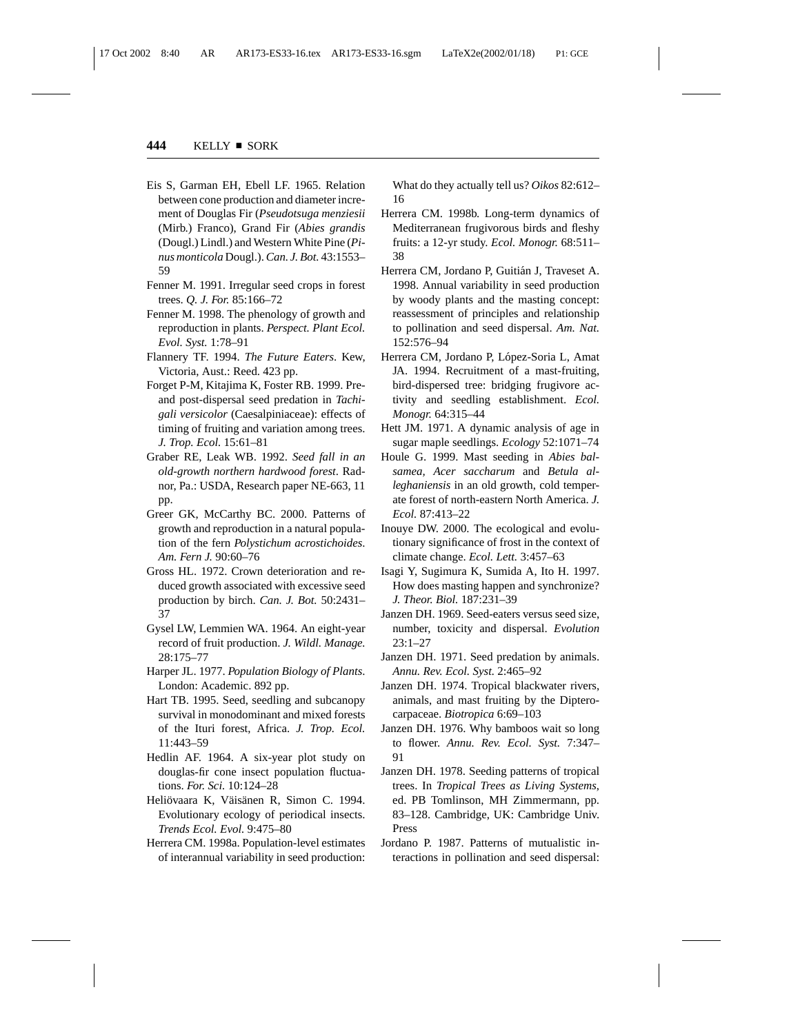Eis S, Garman EH, Ebell LF. 1965. Relation between cone production and diameter increment of Douglas Fir (*Pseudotsuga menziesii* (Mirb.) Franco), Grand Fir (*Abies grandis* (Dougl.) Lindl.) and Western White Pine (*Pinus monticola* Dougl.). *Can. J. Bot.* 43:1553–59

Fenner M. 1991. Irregular seed crops in forest trees. *Q. J. For.* 85:166–72

Fenner M. 1998. The phenology of growth and reproduction in plants. *Perspect. Plant Ecol. Evol. Syst.* 1:78–91

Flannery TF. 1994. *The Future Eaters*. Kew, Victoria, Aust.: Reed. 423 pp.

Forget P-M, Kitajima K, Foster RB. 1999. Pre- and post-dispersal seed predation in *Tachigali versicolor* (Caesalpiniaceae): effects of timing of fruiting and variation among trees. *J. Trop. Ecol.* 15:61–81

Graber RE, Leak WB. 1992. *Seed fall in an old-growth northern hardwood forest*. Radnor, Pa.: USDA, Research paper NE-663, 11 pp.

Greer GK, McCarthy BC. 2000. Patterns of growth and reproduction in a natural population of the fern *Polystichum acrostichoides*. *Am. Fern J.* 90:60–76

Gross HL. 1972. Crown deterioration and reduced growth associated with excessive seed production by birch. *Can. J. Bot.* 50:2431–37

Gysel LW, Lemmien WA. 1964. An eight-year record of fruit production. *J. Wildl. Manage.* 28:175–77

Harper JL. 1977. *Population Biology of Plants*. London: Academic. 892 pp.

Hart TB. 1995. Seed, seedling and subcanopy survival in monodominant and mixed forests of the Ituri forest, Africa. *J. Trop. Ecol.* 11:443–59

Hedlin AF. 1964. A six-year plot study on douglas-fir cone insect population fluctuations. *For. Sci.* 10:124–28

Heliövaara K, Väisänen R, Simon C. 1994. Evolutionary ecology of periodical insects. *Trends Ecol. Evol.* 9:475–80

Herrera CM. 1998a. Population-level estimates of interannual variability in seed production: What do they actually tell us? *Oikos* 82:612–16

Herrera CM. 1998b. Long-term dynamics of Mediterranean frugivorous birds and fleshy fruits: a 12-yr study. *Ecol. Monogr.* 68:511–38

Herrera CM, Jordano P, Guitián J, Traveset A. 1998. Annual variability in seed production by woody plants and the masting concept: reassessment of principles and relationship to pollination and seed dispersal. *Am. Nat.* 152:576–94

Herrera CM, Jordano P, López-Soria L, Amat JA. 1994. Recruitment of a mast-fruiting, bird-dispersed tree: bridging frugivore activity and seedling establishment. *Ecol. Monogr.* 64:315–44

Hett JM. 1971. A dynamic analysis of age in sugar maple seedlings. *Ecology* 52:1071–74

Houle G. 1999. Mast seeding in *Abies balsamea*, *Acer saccharum* and *Betula alleghaniensis* in an old growth, cold temperate forest of north-eastern North America. *J. Ecol.* 87:413–22

Inouye DW. 2000. The ecological and evolutionary significance of frost in the context of climate change. *Ecol. Lett.* 3:457–63

Isagi Y, Sugimura K, Sumida A, Ito H. 1997. How does masting happen and synchronize? *J. Theor. Biol.* 187:231–39

Janzen DH. 1969. Seed-eaters versus seed size, number, toxicity and dispersal. *Evolution* 23:1–27

Janzen DH. 1971. Seed predation by animals. *Annu. Rev. Ecol. Syst.* 2:465–92

Janzen DH. 1974. Tropical blackwater rivers, animals, and mast fruiting by the Dipterocarpaceae. *Biotropica* 6:69–103

Janzen DH. 1976. Why bamboos wait so long to flower. *Annu. Rev. Ecol. Syst.* 7:347–91

Janzen DH. 1978. Seeding patterns of tropical trees. In *Tropical Trees as Living Systems*, ed. PB Tomlinson, MH Zimmermann, pp. 83–128. Cambridge, UK: Cambridge Univ. Press

Jordano P. 1987. Patterns of mutualistic interactions in pollination and seed dispersal: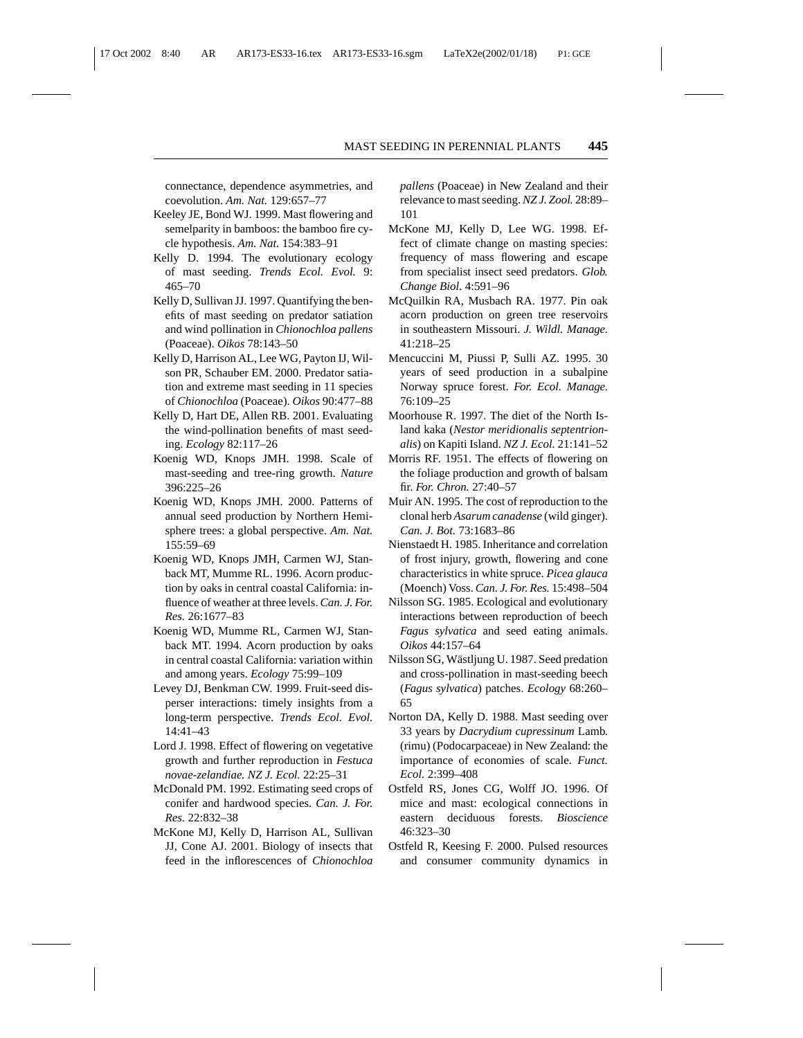connectance, dependence asymmetries, and coevolution. *Am. Nat.* 129:657–77

Keeley JE, Bond WJ. 1999. Mast flowering and semelparity in bamboos: the bamboo fire cycle hypothesis. *Am. Nat.* 154:383–91

Kelly D. 1994. The evolutionary ecology of mast seeding. *Trends Ecol. Evol.* 9: 465–70

Kelly D, Sullivan JJ. 1997. Quantifying the benefits of mast seeding on predator satiation and wind pollination in *Chionochloa pallens* (Poaceae). *Oikos* 78:143–50

Kelly D, Harrison AL, Lee WG, Payton IJ, Wilson PR, Schauber EM. 2000. Predator satiation and extreme mast seeding in 11 species of *Chionochloa* (Poaceae). *Oikos* 90:477–88

Kelly D, Hart DE, Allen RB. 2001. Evaluating the wind-pollination benefits of mast seeding. *Ecology* 82:117–26

Koenig WD, Knops JMH. 1998. Scale of mast-seeding and tree-ring growth. *Nature* 396:225–26

Koenig WD, Knops JMH. 2000. Patterns of annual seed production by Northern Hemisphere trees: a global perspective. *Am. Nat.* 155:59–69

Koenig WD, Knops JMH, Carmen WJ, Stanback MT, Mumme RL. 1996. Acorn production by oaks in central coastal California: influence of weather at three levels. *Can. J. For. Res.* 26:1677–83

Koenig WD, Mumme RL, Carmen WJ, Stanback MT. 1994. Acorn production by oaks in central coastal California: variation within and among years. *Ecology* 75:99–109

Levey DJ, Benkman CW. 1999. Fruit-seed disperser interactions: timely insights from a long-term perspective. *Trends Ecol. Evol.* 14:41–43

Lord J. 1998. Effect of flowering on vegetative growth and further reproduction in *Festuca novae-zelandiae*. *NZ J. Ecol.* 22:25–31

McDonald PM. 1992. Estimating seed crops of conifer and hardwood species. *Can. J. For. Res.* 22:832–38

McKone MJ, Kelly D, Harrison AL, Sullivan JJ, Cone AJ. 2001. Biology of insects that feed in the inflorescences of *Chionochloa pallens* (Poaceae) in New Zealand and their relevance to mast seeding. *NZ J. Zool.* 28:89–101

McKone MJ, Kelly D, Lee WG. 1998. Effect of climate change on masting species: frequency of mass flowering and escape from specialist insect seed predators. *Glob. Change Biol.* 4:591–96

McQuilkin RA, Musbach RA. 1977. Pin oak acorn production on green tree reservoirs in southeastern Missouri. *J. Wildl. Manage.* 41:218–25

Mencuccini M, Piussi P, Sulli AZ. 1995. 30 years of seed production in a subalpine Norway spruce forest. *For. Ecol. Manage.* 76:109–25

Moorhouse R. 1997. The diet of the North Island kaka (*Nestor meridionalis septentrionalis*) on Kapiti Island. *NZ J. Ecol.* 21:141–52

Morris RF. 1951. The effects of flowering on the foliage production and growth of balsam fir. *For. Chron.* 27:40–57

Muir AN. 1995. The cost of reproduction to the clonal herb *Asarum canadense* (wild ginger). *Can. J. Bot.* 73:1683–86

Nienstaedt H. 1985. Inheritance and correlation of frost injury, growth, flowering and cone characteristics in white spruce. *Picea glauca* (Moench) Voss. *Can. J. For. Res.* 15:498–504

Nilsson SG. 1985. Ecological and evolutionary interactions between reproduction of beech *Fagus sylvatica* and seed eating animals. *Oikos* 44:157–64

Nilsson SG, Wästljung U. 1987. Seed predation and cross-pollination in mast-seeding beech (*Fagus sylvatica*) patches. *Ecology* 68:260–65

Norton DA, Kelly D. 1988. Mast seeding over 33 years by *Dacrydium cupressinum* Lamb. (rimu) (Podocarpaceae) in New Zealand: the importance of economies of scale. *Funct. Ecol.* 2:399–408

Ostfeld RS, Jones CG, Wolff JO. 1996. Of mice and mast: ecological connections in eastern deciduous forests. *Bioscience* 46:323–30

Ostfeld R, Keesing F. 2000. Pulsed resources and consumer community dynamics in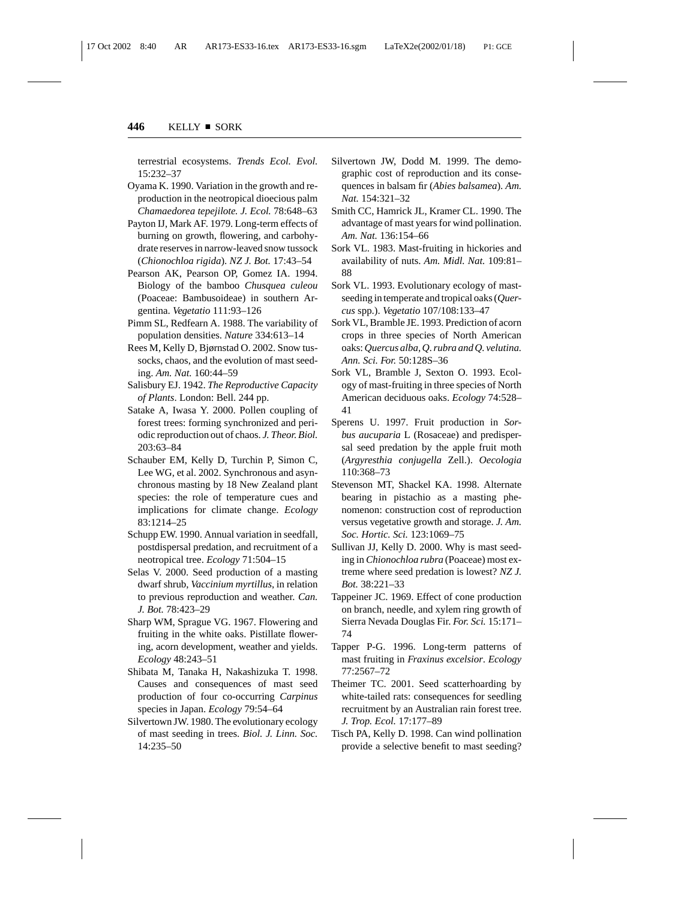terrestrial ecosystems. *Trends Ecol. Evol.* 15:232–37

Oyama K. 1990. Variation in the growth and reproduction in the neotropical dioecious palm *Chamaedorea tepejilote. J. Ecol.* 78:648–63

Payton IJ, Mark AF. 1979. Long-term effects of burning on growth, flowering, and carbohydrate reserves in narrow-leaved snow tussock (*Chionochloa rigida*). *NZ J. Bot.* 17:43–54

Pearson AK, Pearson OP, Gomez IA. 1994. Biology of the bamboo *Chusquea culeou* (Poaceae: Bambusoideae) in southern Argentina. *Vegetatio* 111:93–126

Pimm SL, Redfearn A. 1988. The variability of population densities. *Nature* 334:613–14

Rees M, Kelly D, Bjørnstad O. 2002. Snow tussocks, chaos, and the evolution of mast seeding. *Am. Nat.* 160:44–59

Salisbury EJ. 1942. *The Reproductive Capacity of Plants*. London: Bell. 244 pp.

Satake A, Iwasa Y. 2000. Pollen coupling of forest trees: forming synchronized and periodic reproduction out of chaos. *J. Theor. Biol.* 203:63–84

Schauber EM, Kelly D, Turchin P, Simon C, Lee WG, et al. 2002. Synchronous and asynchronous masting by 18 New Zealand plant species: the role of temperature cues and implications for climate change. *Ecology* 83:1214–25

Schupp EW. 1990. Annual variation in seedfall, postdispersal predation, and recruitment of a neotropical tree. *Ecology* 71:504–15

Selas V. 2000. Seed production of a masting dwarf shrub, *Vaccinium myrtillus*, in relation to previous reproduction and weather. *Can. J. Bot.* 78:423–29

Sharp WM, Sprague VG. 1967. Flowering and fruiting in the white oaks. Pistillate flowering, acorn development, weather and yields. *Ecology* 48:243–51

Shibata M, Tanaka H, Nakashizuka T. 1998. Causes and consequences of mast seed production of four co-occurring *Carpinus* species in Japan. *Ecology* 79:54–64

Silvertown JW. 1980. The evolutionary ecology of mast seeding in trees. *Biol. J. Linn. Soc.* 14:235–50

Silvertown JW, Dodd M. 1999. The demographic cost of reproduction and its consequences in balsam fir (*Abies balsamea*). *Am. Nat.* 154:321–32

Smith CC, Hamrick JL, Kramer CL. 1990. The advantage of mast years for wind pollination. *Am. Nat.* 136:154–66

Sork VL. 1983. Mast-fruiting in hickories and availability of nuts. *Am. Midl. Nat.* 109:81–88

Sork VL. 1993. Evolutionary ecology of mast-seeding in temperate and tropical oaks (*Quercus* spp.). *Vegetatio* 107/108:133–47

Sork VL, Bramble JE. 1993. Prediction of acorn crops in three species of North American oaks: *Quercus alba, Q. rubra and Q. velutina. Ann. Sci. For.* 50:128S–36

Sork VL, Bramble J, Sexton O. 1993. Ecology of mast-fruiting in three species of North American deciduous oaks. *Ecology* 74:528–41

Sperens U. 1997. Fruit production in *Sorbus aucuparia* L (Rosaceae) and predispersal seed predation by the apple fruit moth (*Argyresthia conjugella* Zell.). *Oecologia* 110:368–73

Stevenson MT, Shackel KA. 1998. Alternate bearing in pistachio as a masting phenomenon: construction cost of reproduction versus vegetative growth and storage. *J. Am. Soc. Hortic. Sci.* 123:1069–75

Sullivan JJ, Kelly D. 2000. Why is mast seeding in *Chionochloa rubra* (Poaceae) most extreme where seed predation is lowest? *NZ J. Bot.* 38:221–33

Tappeiner JC. 1969. Effect of cone production on branch, needle, and xylem ring growth of Sierra Nevada Douglas Fir. *For. Sci.* 15:171–74

Tapper P-G. 1996. Long-term patterns of mast fruiting in *Fraxinus excelsior*. *Ecology* 77:2567–72

Theimer TC. 2001. Seed scatterhoarding by white-tailed rats: consequences for seedling recruitment by an Australian rain forest tree. *J. Trop. Ecol.* 17:177–89

Tisch PA, Kelly D. 1998. Can wind pollination provide a selective benefit to mast seeding?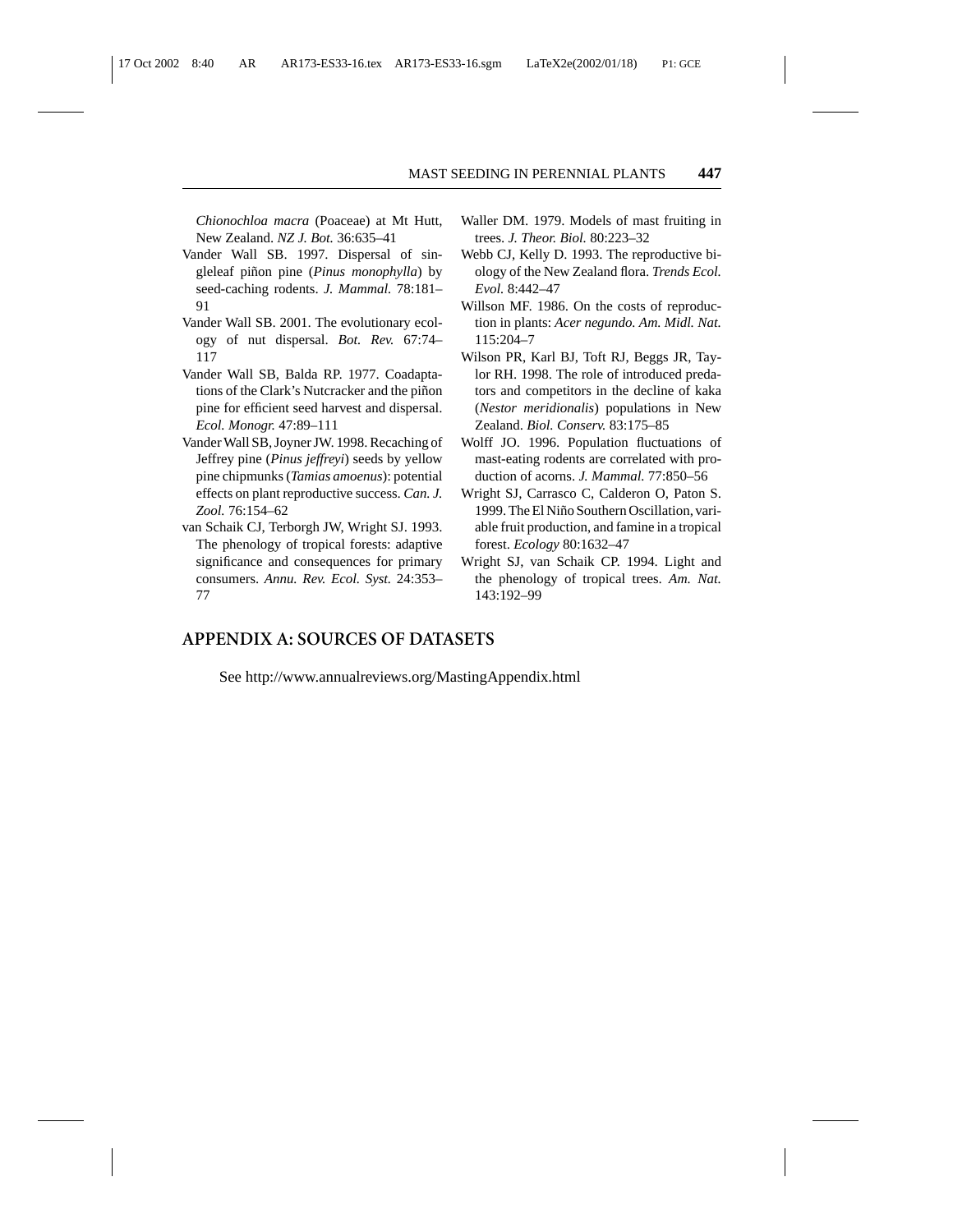*Chionochloa macra* (Poaceae) at Mt Hutt, New Zealand. *NZ J. Bot.* 36:635–41

Vander Wall SB. 1997. Dispersal of singleleaf piñon pine (*Pinus monophylla*) by seed-caching rodents. *J. Mammal.* 78:181–91

Vander Wall SB. 2001. The evolutionary ecology of nut dispersal. *Bot. Rev.* 67:74–117

Vander Wall SB, Balda RP. 1977. Coadaptations of the Clark's Nutcracker and the piñon pine for efficient seed harvest and dispersal. *Ecol. Monogr.* 47:89–111

Vander Wall SB, Joyner JW. 1998. Recaching of Jeffrey pine (*Pinus jeffreyi*) seeds by yellow pine chipmunks (*Tamias amoenus*): potential effects on plant reproductive success. *Can. J. Zool.* 76:154–62

van Schaik CJ, Terborgh JW, Wright SJ. 1993. The phenology of tropical forests: adaptive significance and consequences for primary consumers. *Annu. Rev. Ecol. Syst.* 24:353–77

Waller DM. 1979. Models of mast fruiting in trees. *J. Theor. Biol.* 80:223–32

Webb CJ, Kelly D. 1993. The reproductive biology of the New Zealand flora. *Trends Ecol. Evol.* 8:442–47

Willson MF. 1986. On the costs of reproduction in plants: *Acer negundo*. *Am. Midl. Nat.* 115:204–7

Wilson PR, Karl BJ, Toft RJ, Beggs JR, Taylor RH. 1998. The role of introduced predators and competitors in the decline of kaka (*Nestor meridionalis*) populations in New Zealand. *Biol. Conserv.* 83:175–85

Wolff JO. 1996. Population fluctuations of mast-eating rodents are correlated with production of acorns. *J. Mammal.* 77:850–56

Wright SJ, Carrasco C, Calderon O, Paton S. 1999. The El Niño Southern Oscillation, variable fruit production, and famine in a tropical forest. *Ecology* 80:1632–47

Wright SJ, van Schaik CP. 1994. Light and the phenology of tropical trees. *Am. Nat.* 143:192–99

## APPENDIX A: SOURCES OF DATASETS

See http://www.annualreviews.org/MastingAppendix.html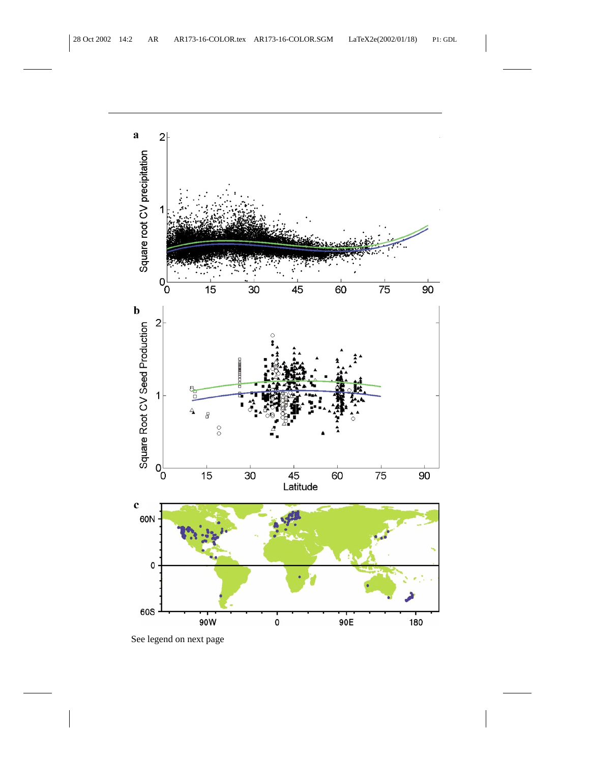See legend on next page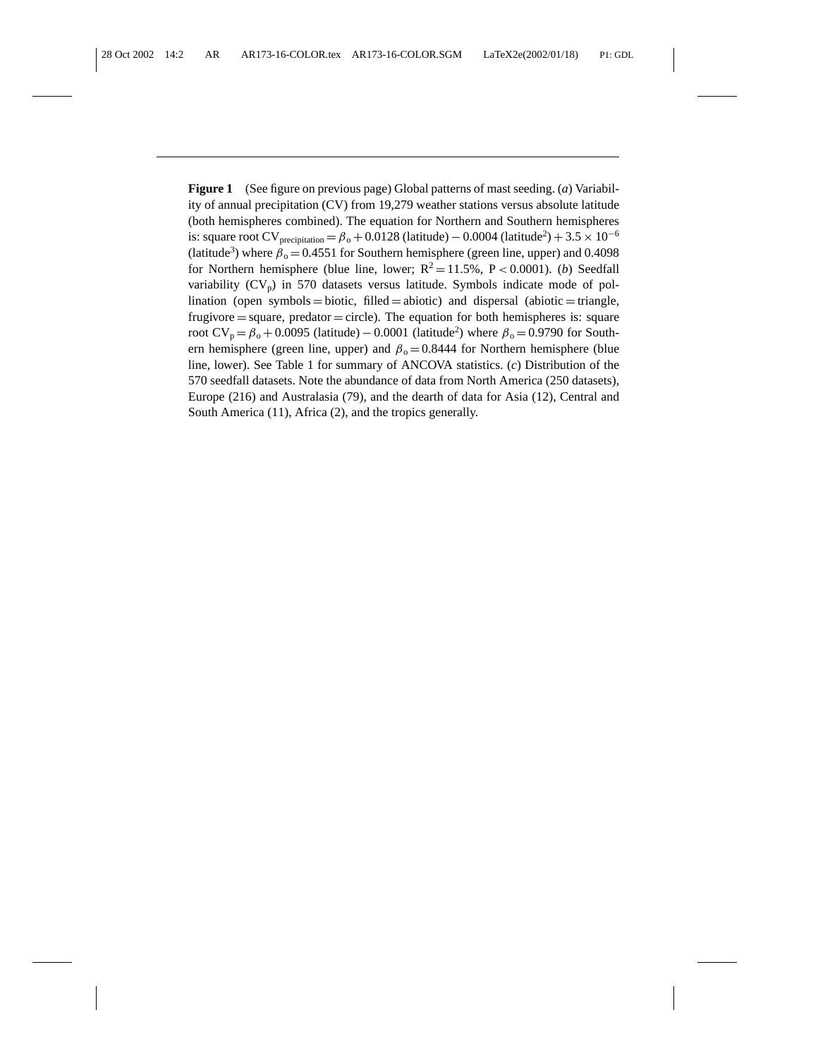**Figure 1** (See figure on previous page) Global patterns of mast seeding. (*a*) Variability of annual precipitation (CV) from 19,279 weather stations versus absolute latitude (both hemispheres combined). The equation for Northern and Southern hemispheres is: square root $CV_{precipitation} = \beta_o + 0.0128$ (latitude) $- 0.0004$ (latitude$^2$) $+ 3.5 \times 10^{-6}$ (latitude$^3$) where $\beta_o = 0.4551$ for Southern hemisphere (green line, upper) and 0.4098 for Northern hemisphere (blue line, lower; $R^2 = 11.5\%$, $P < 0.0001$). (*b*) Seedfall variability ($CV_p$) in 570 datasets versus latitude. Symbols indicate mode of pollination (open symbols = biotic, filled = abiotic) and dispersal (abiotic = triangle, frugivore = square, predator = circle). The equation for both hemispheres is: square root $CV_p = \beta_o + 0.0095$ (latitude) $- 0.0001$ (latitude$^2$) where $\beta_o = 0.9790$ for Southern hemisphere (green line, upper) and $\beta_o = 0.8444$ for Northern hemisphere (blue line, lower). See Table 1 for summary of ANCOVA statistics. (*c*) Distribution of the 570 seedfall datasets. Note the abundance of data from North America (250 datasets), Europe (216) and Australasia (79), and the dearth of data for Asia (12), Central and South America (11), Africa (2), and the tropics generally.